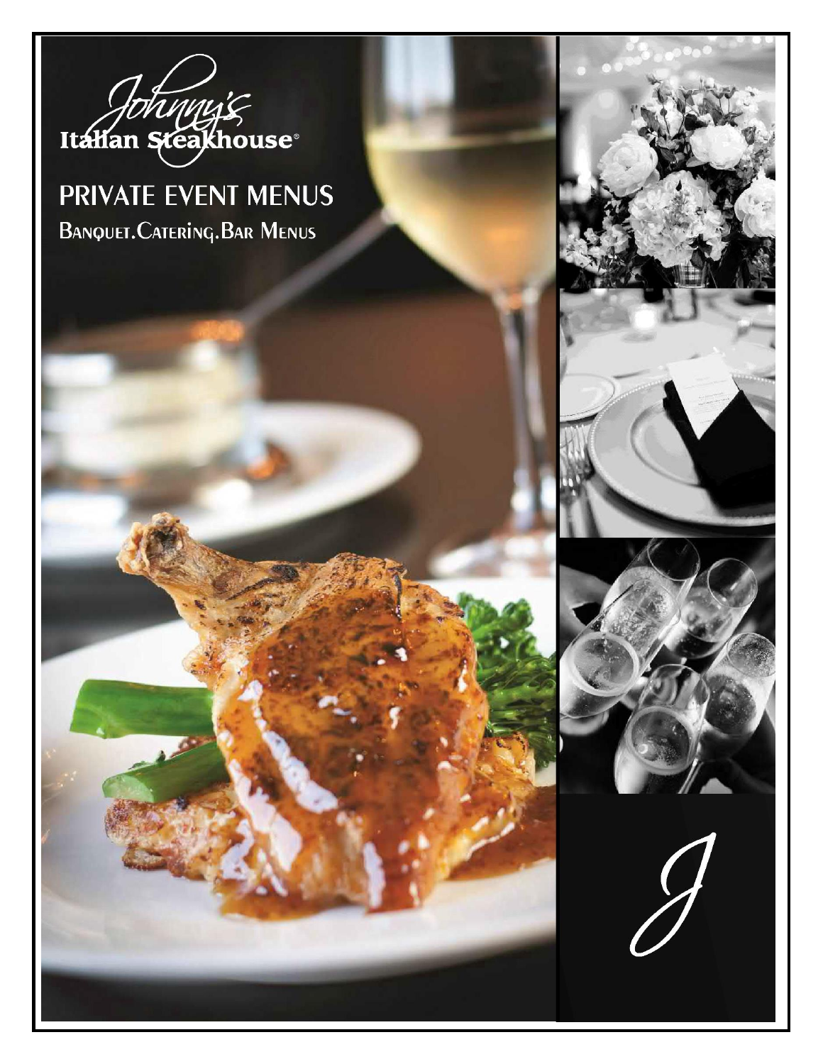Johnny's Italian Steakhouse®

# PRIVATE EVENT MENUS

## Banquet.Catering.Bar Menus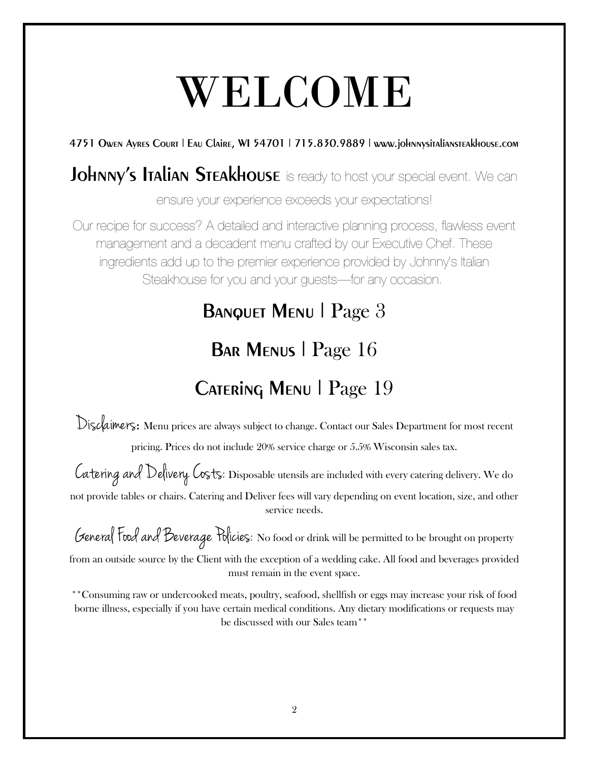# WELCOME

4751 Owen Ayres Court | Eau Claire, WI 54701 | 715.830.9889 | www.johnnysitaliansteakhouse.com

**Johnny's Italian Steakhouse** is ready to host your special event. We can ensure your experience exceeds your expectations!

Our recipe for success? A detailed and interactive planning process, flawless event management and a decadent menu crafted by our Executive Chef. These ingredients add up to the premier experience provided by Johnny's Italian Steakhouse for you and your guests—for any occasion.

## Banquet Menu | Page 3

## Bar Menus | Page 16

## Catering Menu | Page 19

**Disclaimers:** Menu prices are always subject to change. Contact our Sales Department for most recent pricing. Prices do not include 20% service charge or 5.5% Wisconsin sales tax.

**Catering and Delivery Costs:** Disposable utensils are included with every catering delivery. We do not provide tables or chairs. Catering and Deliver fees will vary depending on event location, size, and other service needs.

**General Food and Beverage Policies:** No food or drink will be permitted to be brought on property from an outside source by the Client with the exception of a wedding cake. All food and beverages provided must remain in the event space.

**Consuming raw or undercooked meats, poultry, seafood, shellfish or eggs may increase your risk of food borne illness, especially if you have certain medical conditions. Any dietary modifications or requests may be discussed with our Sales team**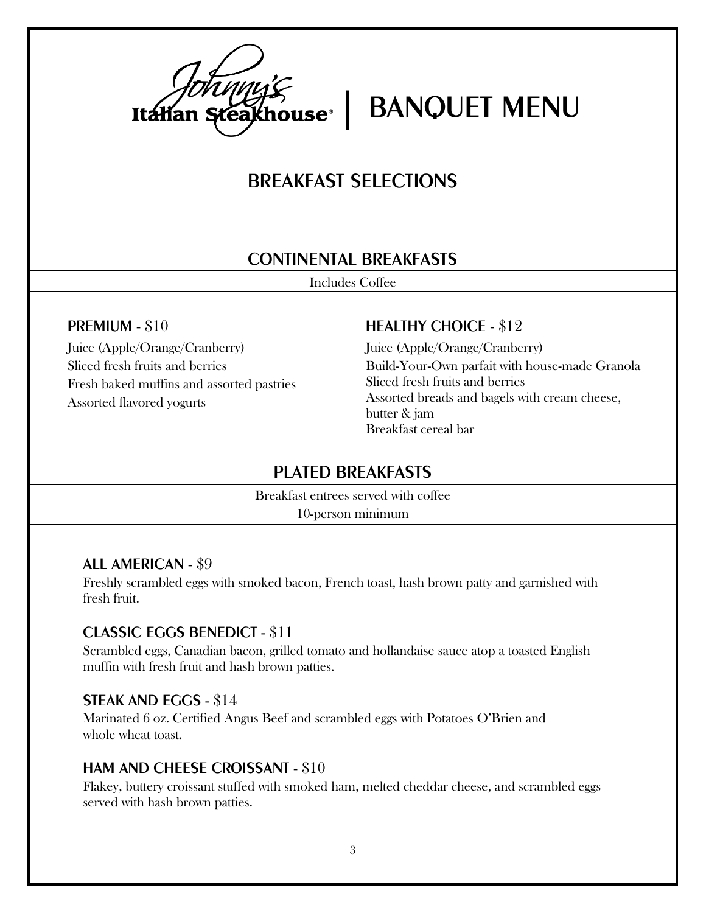# Johnny's Italian Steakhouse® | BANQUET MENU

## BREAKFAST SELECTIONS

### CONTINENTAL BREAKFASTS

Includes Coffee

**PREMIUM** - $10

Juice (Apple/Orange/Cranberry)
Sliced fresh fruits and berries
Fresh baked muffins and assorted pastries
Assorted flavored yogurts

**HEALTHY CHOICE** - $12

Juice (Apple/Orange/Cranberry)
Build-Your-Own parfait with house-made Granola
Sliced fresh fruits and berries
Assorted breads and bagels with cream cheese, butter & jam
Breakfast cereal bar

### PLATED BREAKFASTS

Breakfast entrees served with coffee
10-person minimum

**ALL AMERICAN** - $9

Freshly scrambled eggs with smoked bacon, French toast, hash brown patty and garnished with fresh fruit.

**CLASSIC EGGS BENEDICT** - $11

Scrambled eggs, Canadian bacon, grilled tomato and hollandaise sauce atop a toasted English muffin with fresh fruit and hash brown patties.

**STEAK AND EGGS** - $14

Marinated 6 oz. Certified Angus Beef and scrambled eggs with Potatoes O'Brien and whole wheat toast.

**HAM AND CHEESE CROISSANT** - $10

Flakey, buttery croissant stuffed with smoked ham, melted cheddar cheese, and scrambled eggs served with hash brown patties.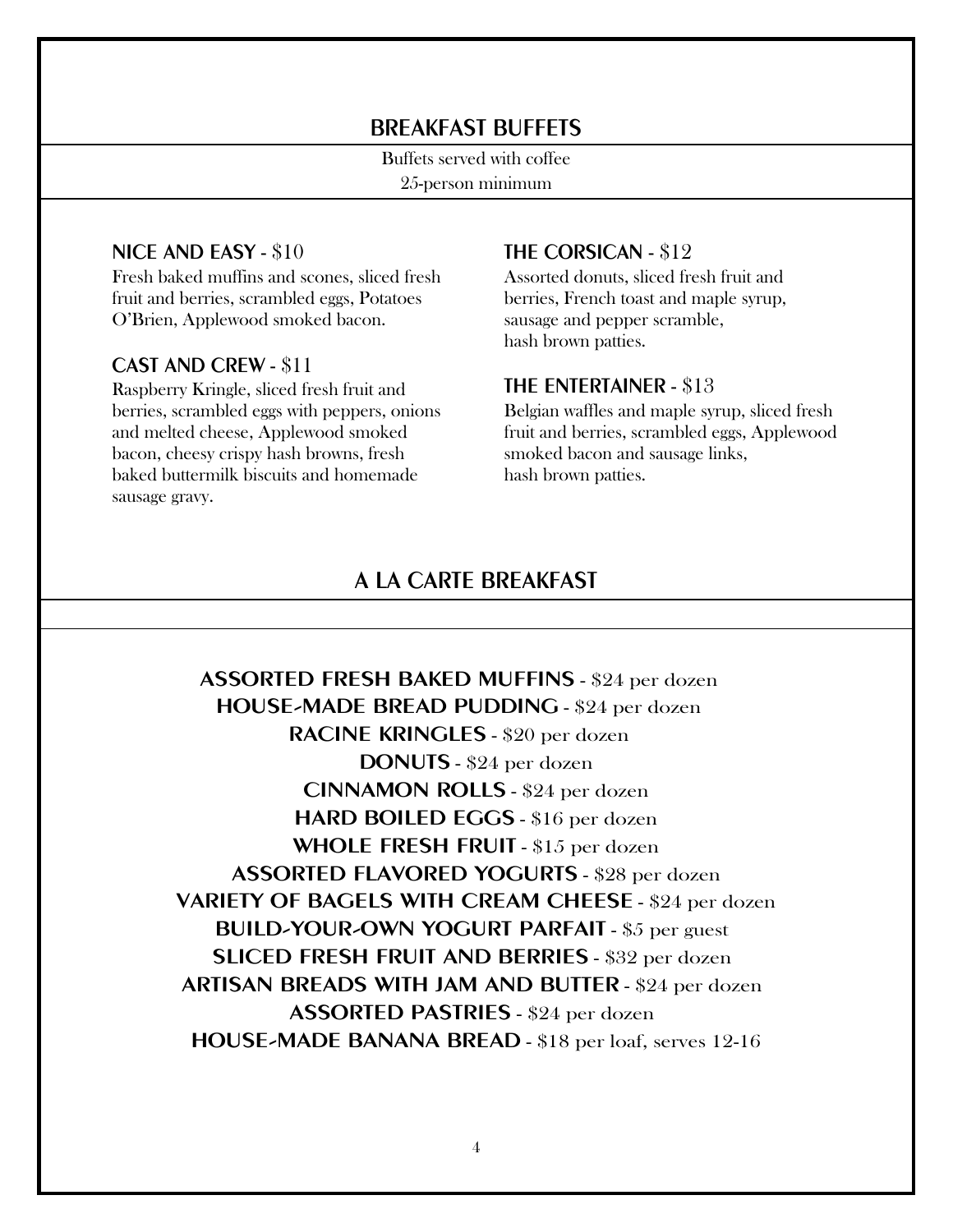## BREAKFAST BUFFETS

Buffets served with coffee
25-person minimum

### NICE AND EASY - $10

Fresh baked muffins and scones, sliced fresh fruit and berries, scrambled eggs, Potatoes O'Brien, Applewood smoked bacon.

### CAST AND CREW - $11

Raspberry Kringle, sliced fresh fruit and berries, scrambled eggs with peppers, onions and melted cheese, Applewood smoked bacon, cheesy crispy hash browns, fresh baked buttermilk biscuits and homemade sausage gravy.

### THE CORSICAN - $12

Assorted donuts, sliced fresh fruit and berries, French toast and maple syrup, sausage and pepper scramble, hash brown patties.

### THE ENTERTAINER - $13

Belgian waffles and maple syrup, sliced fresh fruit and berries, scrambled eggs, Applewood smoked bacon and sausage links, hash brown patties.

## A LA CARTE BREAKFAST

**ASSORTED FRESH BAKED MUFFINS** - $24 per dozen
**HOUSE-MADE BREAD PUDDING** - $24 per dozen
**RACINE KRINGLES** - $20 per dozen
**DONUTS** - $24 per dozen
**CINNAMON ROLLS** - $24 per dozen
**HARD BOILED EGGS** - $16 per dozen
**WHOLE FRESH FRUIT** - $15 per dozen
**ASSORTED FLAVORED YOGURTS** - $28 per dozen
**VARIETY OF BAGELS WITH CREAM CHEESE** - $24 per dozen
**BUILD-YOUR-OWN YOGURT PARFAIT** - $5 per guest
**SLICED FRESH FRUIT AND BERRIES** - $32 per dozen
**ARTISAN BREADS WITH JAM AND BUTTER** - $24 per dozen
**ASSORTED PASTRIES** - $24 per dozen
**HOUSE-MADE BANANA BREAD** - $18 per loaf, serves 12-16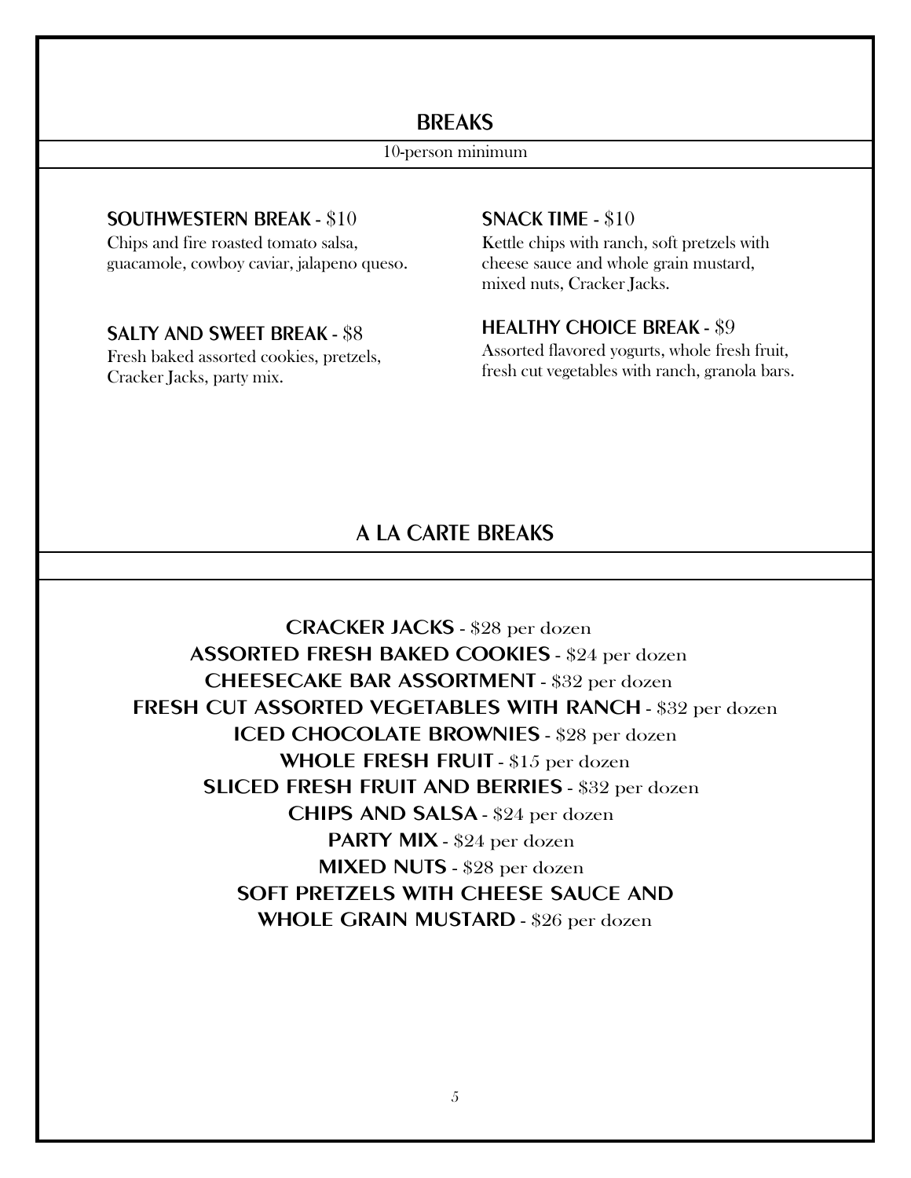## BREAKS

10-person minimum

**SOUTHWESTERN BREAK** - $10
Chips and fire roasted tomato salsa, guacamole, cowboy caviar, jalapeno queso.

**SALTY AND SWEET BREAK** - $8
Fresh baked assorted cookies, pretzels, Cracker Jacks, party mix.

**SNACK TIME** - $10
Kettle chips with ranch, soft pretzels with cheese sauce and whole grain mustard, mixed nuts, Cracker Jacks.

**HEALTHY CHOICE BREAK** - $9
Assorted flavored yogurts, whole fresh fruit, fresh cut vegetables with ranch, granola bars.

## A LA CARTE BREAKS

**CRACKER JACKS** - $28 per dozen
**ASSORTED FRESH BAKED COOKIES** - $24 per dozen
**CHEESECAKE BAR ASSORTMENT** - $32 per dozen
**FRESH CUT ASSORTED VEGETABLES WITH RANCH** - $32 per dozen
**ICED CHOCOLATE BROWNIES** - $28 per dozen
**WHOLE FRESH FRUIT** - $15 per dozen
**SLICED FRESH FRUIT AND BERRIES** - $32 per dozen
**CHIPS AND SALSA** - $24 per dozen
**PARTY MIX** - $24 per dozen
**MIXED NUTS** - $28 per dozen
**SOFT PRETZELS WITH CHEESE SAUCE AND WHOLE GRAIN MUSTARD** - $26 per dozen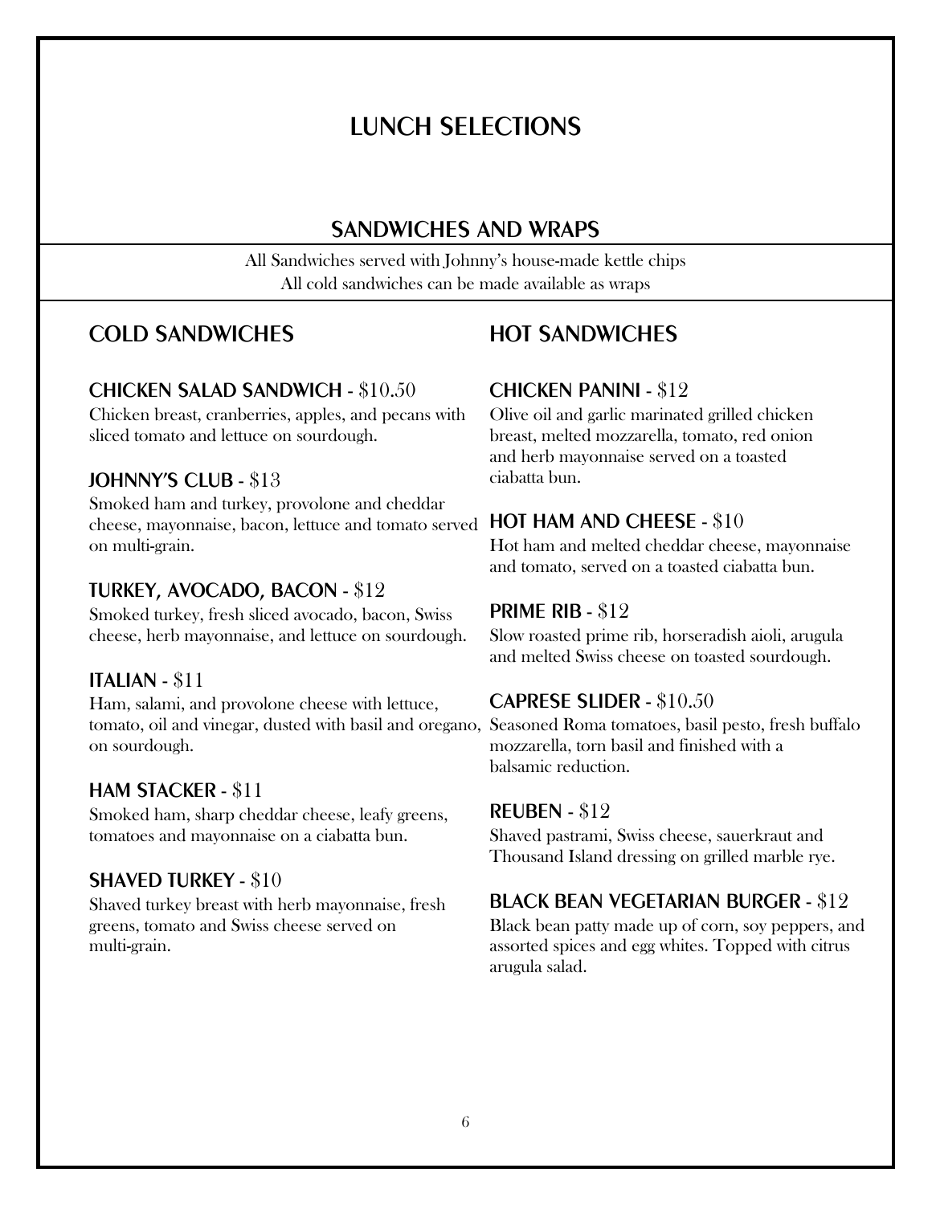# LUNCH SELECTIONS

## SANDWICHES AND WRAPS

All Sandwiches served with Johnny's house-made kettle chips
All cold sandwiches can be made available as wraps

### COLD SANDWICHES

**CHICKEN SALAD SANDWICH** - $10.50
Chicken breast, cranberries, apples, and pecans with sliced tomato and lettuce on sourdough.

**JOHNNY'S CLUB** - $13
Smoked ham and turkey, provolone and cheddar cheese, mayonnaise, bacon, lettuce and tomato served on multi-grain.

**TURKEY, AVOCADO, BACON** - $12
Smoked turkey, fresh sliced avocado, bacon, Swiss cheese, herb mayonnaise, and lettuce on sourdough.

**ITALIAN** - $11
Ham, salami, and provolone cheese with lettuce, tomato, oil and vinegar, dusted with basil and oregano, on sourdough.

**HAM STACKER** - $11
Smoked ham, sharp cheddar cheese, leafy greens, tomatoes and mayonnaise on a ciabatta bun.

**SHAVED TURKEY** - $10
Shaved turkey breast with herb mayonnaise, fresh greens, tomato and Swiss cheese served on multi-grain.

### HOT SANDWICHES

**CHICKEN PANINI** - $12
Olive oil and garlic marinated grilled chicken breast, melted mozzarella, tomato, red onion and herb mayonnaise served on a toasted ciabatta bun.

**HOT HAM AND CHEESE** - $10
Hot ham and melted cheddar cheese, mayonnaise and tomato, served on a toasted ciabatta bun.

**PRIME RIB** - $12
Slow roasted prime rib, horseradish aioli, arugula and melted Swiss cheese on toasted sourdough.

**CAPRESE SLIDER** - $10.50
Seasoned Roma tomatoes, basil pesto, fresh buffalo mozzarella, torn basil and finished with a balsamic reduction.

**REUBEN** - $12
Shaved pastrami, Swiss cheese, sauerkraut and Thousand Island dressing on grilled marble rye.

**BLACK BEAN VEGETARIAN BURGER** - $12
Black bean patty made up of corn, soy peppers, and assorted spices and egg whites. Topped with citrus arugula salad.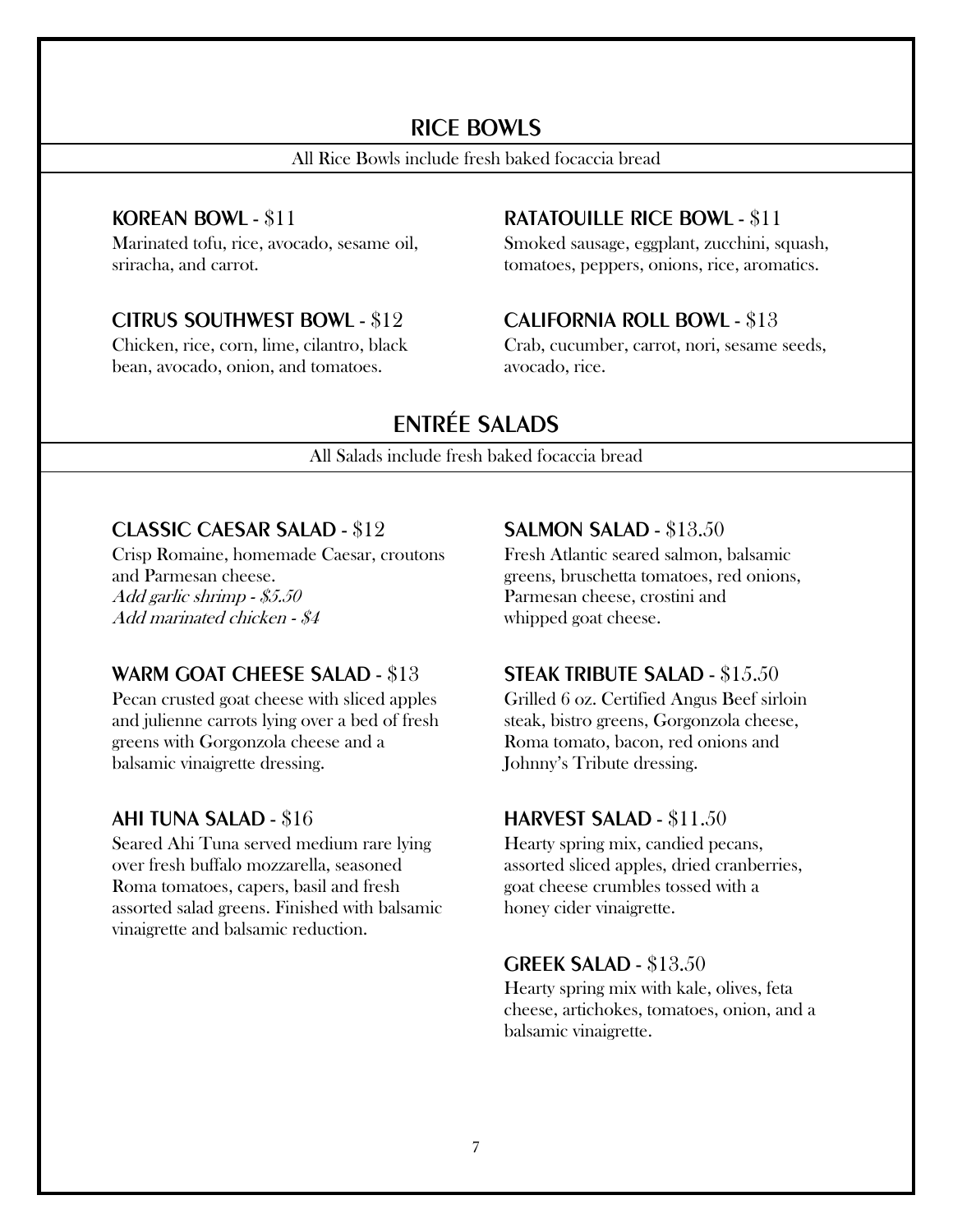## RICE BOWLS

All Rice Bowls include fresh baked focaccia bread

### KOREAN BOWL - $11

Marinated tofu, rice, avocado, sesame oil, sriracha, and carrot.

### CITRUS SOUTHWEST BOWL - $12

Chicken, rice, corn, lime, cilantro, black bean, avocado, onion, and tomatoes.

### RATATOUILLE RICE BOWL - $11

Smoked sausage, eggplant, zucchini, squash, tomatoes, peppers, onions, rice, aromatics.

### CALIFORNIA ROLL BOWL - $13

Crab, cucumber, carrot, nori, sesame seeds, avocado, rice.

## ENTRÉE SALADS

All Salads include fresh baked focaccia bread

### CLASSIC CAESAR SALAD - $12

Crisp Romaine, homemade Caesar, croutons and Parmesan cheese.
*Add garlic shrimp - $5.50*
*Add marinated chicken - $4*

### WARM GOAT CHEESE SALAD - $13

Pecan crusted goat cheese with sliced apples and julienne carrots lying over a bed of fresh greens with Gorgonzola cheese and a balsamic vinaigrette dressing.

### AHI TUNA SALAD - $16

Seared Ahi Tuna served medium rare lying over fresh buffalo mozzarella, seasoned Roma tomatoes, capers, basil and fresh assorted salad greens. Finished with balsamic vinaigrette and balsamic reduction.

### SALMON SALAD - $13.50

Fresh Atlantic seared salmon, balsamic greens, bruschetta tomatoes, red onions, Parmesan cheese, crostini and whipped goat cheese.

### STEAK TRIBUTE SALAD - $15.50

Grilled 6 oz. Certified Angus Beef sirloin steak, bistro greens, Gorgonzola cheese, Roma tomato, bacon, red onions and Johnny's Tribute dressing.

### HARVEST SALAD - $11.50

Hearty spring mix, candied pecans, assorted sliced apples, dried cranberries, goat cheese crumbles tossed with a honey cider vinaigrette.

### GREEK SALAD - $13.50

Hearty spring mix with kale, olives, feta cheese, artichokes, tomatoes, onion, and a balsamic vinaigrette.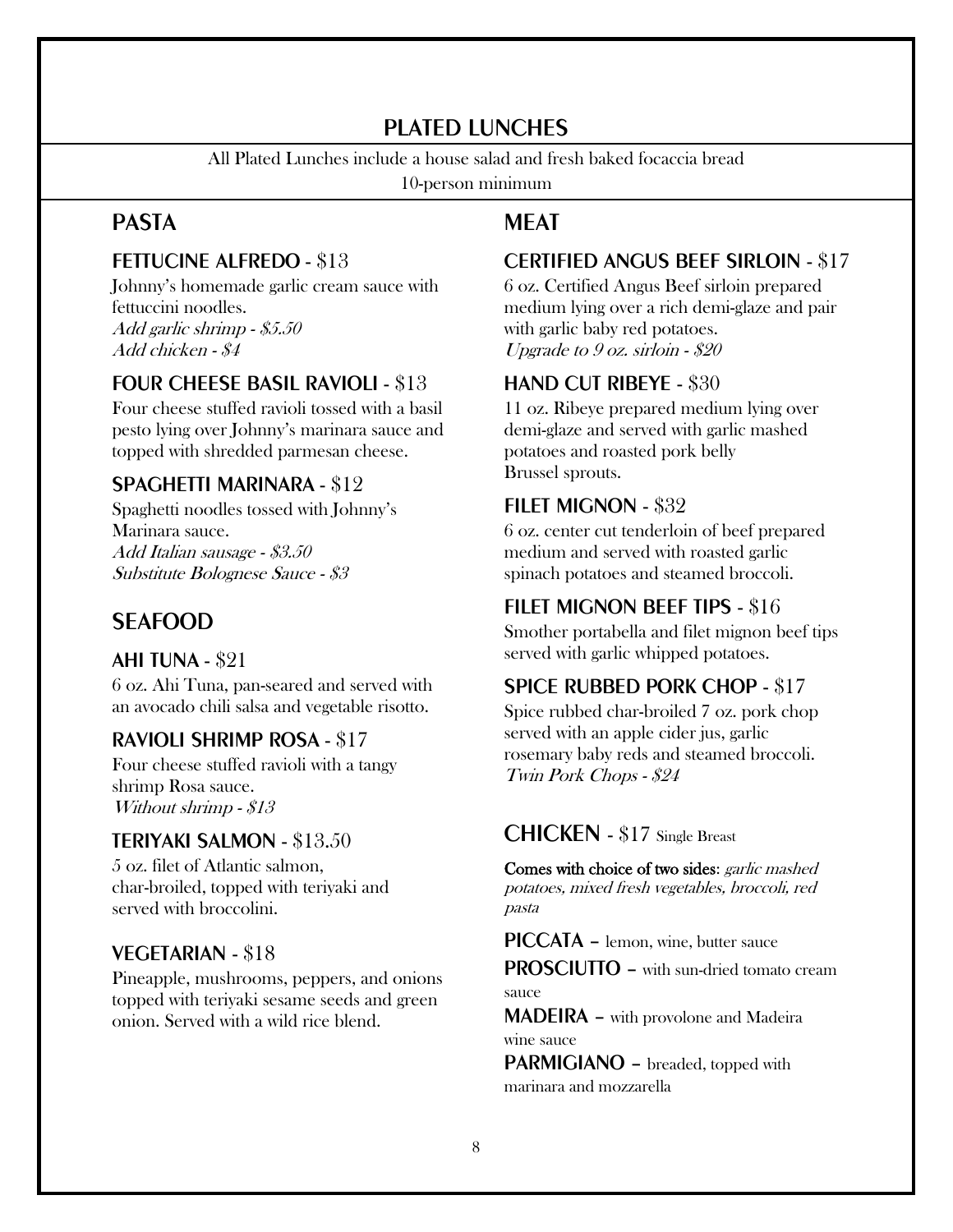# PLATED LUNCHES

All Plated Lunches include a house salad and fresh baked focaccia bread
10-person minimum

## PASTA

### FETTUCINE ALFREDO - $13

Johnny's homemade garlic cream sauce with fettuccini noodles.
*Add garlic shrimp - $5.50*
*Add chicken - $4*

### FOUR CHEESE BASIL RAVIOLI - $13

Four cheese stuffed ravioli tossed with a basil pesto lying over Johnny's marinara sauce and topped with shredded parmesan cheese.

### SPAGHETTI MARINARA - $12

Spaghetti noodles tossed with Johnny's Marinara sauce.
*Add Italian sausage - $3.50*
*Substitute Bolognese Sauce - $3*

## SEAFOOD

### AHI TUNA - $21

6 oz. Ahi Tuna, pan-seared and served with an avocado chili salsa and vegetable risotto.

### RAVIOLI SHRIMP ROSA - $17

Four cheese stuffed ravioli with a tangy shrimp Rosa sauce.
*Without shrimp - $13*

### TERIYAKI SALMON - $13.50

5 oz. filet of Atlantic salmon, char-broiled, topped with teriyaki and served with broccolini.

### VEGETARIAN - $18

Pineapple, mushrooms, peppers, and onions topped with teriyaki sesame seeds and green onion. Served with a wild rice blend.

## MEAT

### CERTIFIED ANGUS BEEF SIRLOIN - $17

6 oz. Certified Angus Beef sirloin prepared medium lying over a rich demi-glaze and pair with garlic baby red potatoes.
*Upgrade to 9 oz. sirloin - $20*

### HAND CUT RIBEYE - $30

11 oz. Ribeye prepared medium lying over demi-glaze and served with garlic mashed potatoes and roasted pork belly Brussel sprouts.

### FILET MIGNON - $32

6 oz. center cut tenderloin of beef prepared medium and served with roasted garlic spinach potatoes and steamed broccoli.

### FILET MIGNON BEEF TIPS - $16

Smother portabella and filet mignon beef tips served with garlic whipped potatoes.

### SPICE RUBBED PORK CHOP - $17

Spice rubbed char-broiled 7 oz. pork chop served with an apple cider jus, garlic rosemary baby reds and steamed broccoli.
*Twin Pork Chops - $24*

## CHICKEN - $17 Single Breast

**Comes with choice of two sides**: *garlic mashed potatoes, mixed fresh vegetables, broccoli, red pasta*

**PICCATA** – lemon, wine, butter sauce

**PROSCIUTTO** – with sun-dried tomato cream sauce

**MADEIRA** – with provolone and Madeira wine sauce

**PARMIGIANO** – breaded, topped with marinara and mozzarella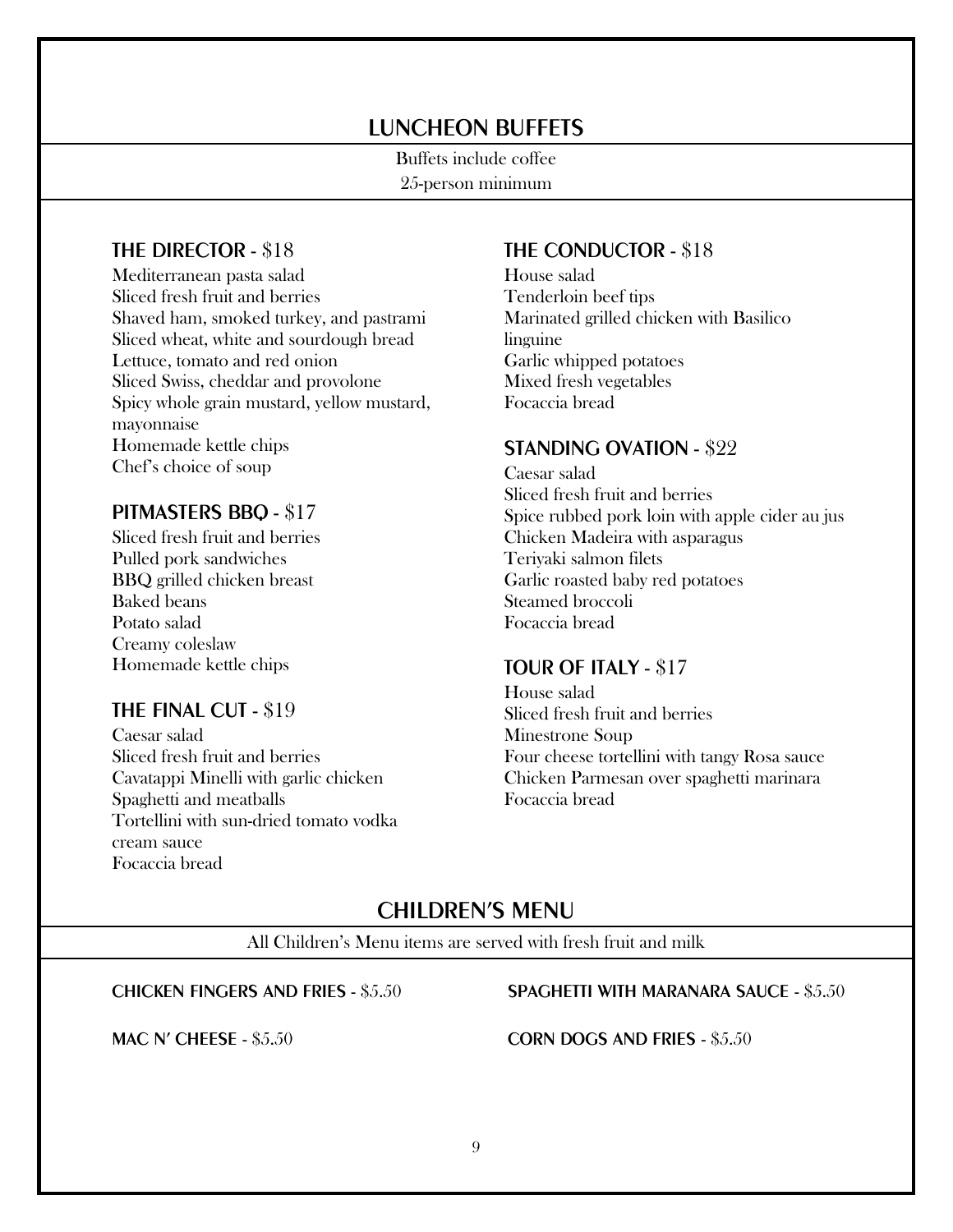# LUNCHEON BUFFETS

Buffets include coffee
25-person minimum

### THE DIRECTOR - $18

Mediterranean pasta salad
Sliced fresh fruit and berries
Shaved ham, smoked turkey, and pastrami
Sliced wheat, white and sourdough bread
Lettuce, tomato and red onion
Sliced Swiss, cheddar and provolone
Spicy whole grain mustard, yellow mustard, mayonnaise
Homemade kettle chips
Chef's choice of soup

### PITMASTERS BBQ - $17

Sliced fresh fruit and berries
Pulled pork sandwiches
BBQ grilled chicken breast
Baked beans
Potato salad
Creamy coleslaw
Homemade kettle chips

### THE FINAL CUT - $19

Caesar salad
Sliced fresh fruit and berries
Cavatappi Minelli with garlic chicken
Spaghetti and meatballs
Tortellini with sun-dried tomato vodka cream sauce
Focaccia bread

### THE CONDUCTOR - $18

House salad
Tenderloin beef tips
Marinated grilled chicken with Basilico linguine
Garlic whipped potatoes
Mixed fresh vegetables
Focaccia bread

### STANDING OVATION - $22

Caesar salad
Sliced fresh fruit and berries
Spice rubbed pork loin with apple cider au jus
Chicken Madeira with asparagus
Teriyaki salmon filets
Garlic roasted baby red potatoes
Steamed broccoli
Focaccia bread

### TOUR OF ITALY - $17

House salad
Sliced fresh fruit and berries
Minestrone Soup
Four cheese tortellini with tangy Rosa sauce
Chicken Parmesan over spaghetti marinara
Focaccia bread

# CHILDREN'S MENU

All Children's Menu items are served with fresh fruit and milk

CHICKEN FINGERS AND FRIES - $5.50

MAC N' CHEESE - $5.50

SPAGHETTI WITH MARANARA SAUCE - $5.50

CORN DOGS AND FRIES - $5.50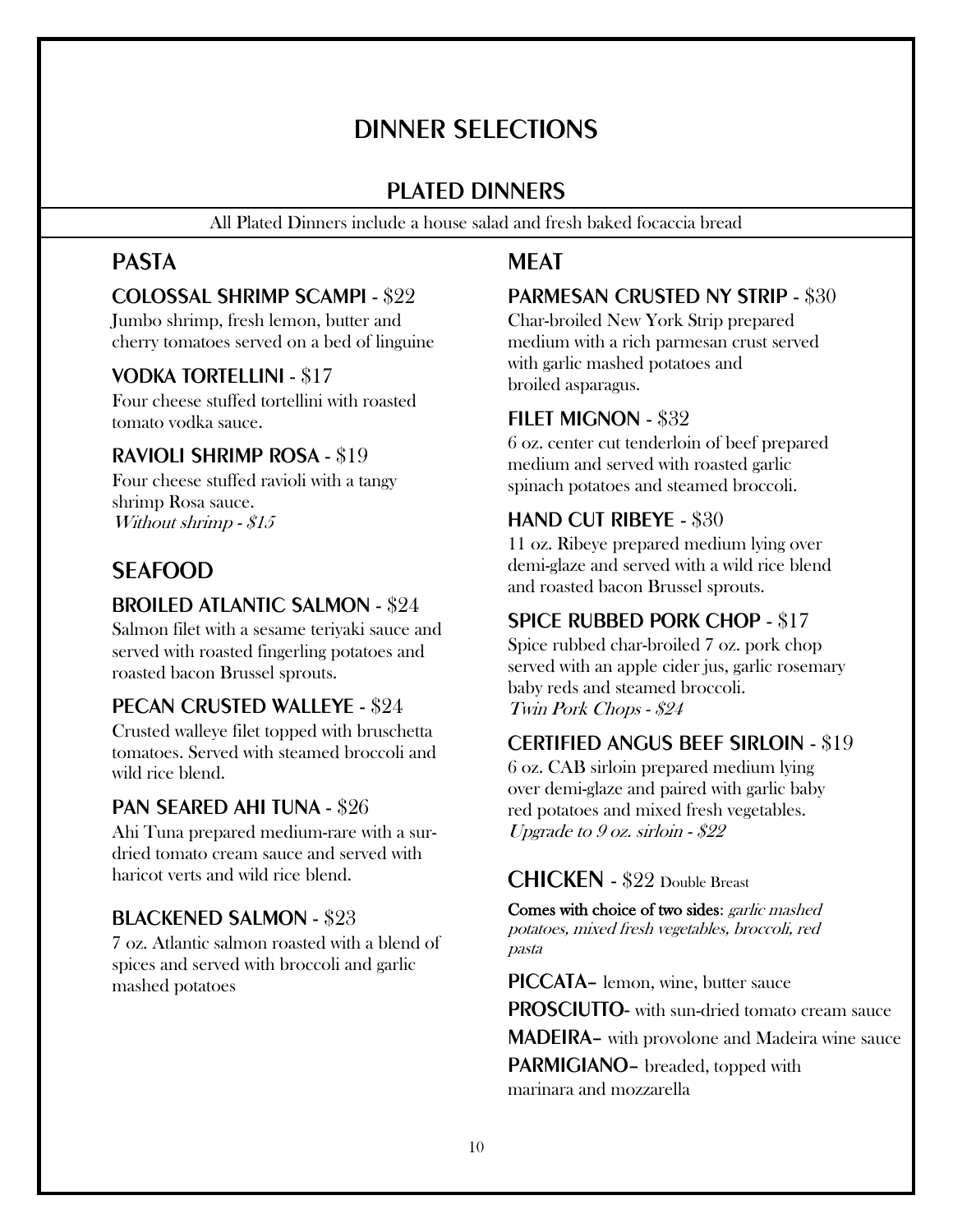# DINNER SELECTIONS

## PLATED DINNERS

All Plated Dinners include a house salad and fresh baked focaccia bread

### PASTA

**COLOSSAL SHRIMP SCAMPI** - $22
Jumbo shrimp, fresh lemon, butter and cherry tomatoes served on a bed of linguine

**VODKA TORTELLINI** - $17
Four cheese stuffed tortellini with roasted tomato vodka sauce.

**RAVIOLI SHRIMP ROSA** - $19
Four cheese stuffed ravioli with a tangy shrimp Rosa sauce.
*Without shrimp - $15*

### SEAFOOD

**BROILED ATLANTIC SALMON** - $24
Salmon filet with a sesame teriyaki sauce and served with roasted fingerling potatoes and roasted bacon Brussel sprouts.

**PECAN CRUSTED WALLEYE** - $24
Crusted walleye filet topped with bruschetta tomatoes. Served with steamed broccoli and wild rice blend.

**PAN SEARED AHI TUNA** - $26
Ahi Tuna prepared medium-rare with a sur-dried tomato cream sauce and served with haricot verts and wild rice blend.

**BLACKENED SALMON** - $23
7 oz. Atlantic salmon roasted with a blend of spices and served with broccoli and garlic mashed potatoes

### MEAT

**PARMESAN CRUSTED NY STRIP** - $30
Char-broiled New York Strip prepared medium with a rich parmesan crust served with garlic mashed potatoes and broiled asparagus.

**FILET MIGNON** - $32
6 oz. center cut tenderloin of beef prepared medium and served with roasted garlic spinach potatoes and steamed broccoli.

**HAND CUT RIBEYE** - $30
11 oz. Ribeye prepared medium lying over demi-glaze and served with a wild rice blend and roasted bacon Brussel sprouts.

**SPICE RUBBED PORK CHOP** - $17
Spice rubbed char-broiled 7 oz. pork chop served with an apple cider jus, garlic rosemary baby reds and steamed broccoli.
*Twin Pork Chops - $24*

**CERTIFIED ANGUS BEEF SIRLOIN** - $19
6 oz. CAB sirloin prepared medium lying over demi-glaze and paired with garlic baby red potatoes and mixed fresh vegetables.
*Upgrade to 9 oz. sirloin - $22*

### CHICKEN - $22 Double Breast

**Comes with choice of two sides**: *garlic mashed potatoes, mixed fresh vegetables, broccoli, red pasta*

**PICCATA**– lemon, wine, butter sauce
**PROSCIUTTO**- with sun-dried tomato cream sauce
**MADEIRA**– with provolone and Madeira wine sauce
**PARMIGIANO**– breaded, topped with marinara and mozzarella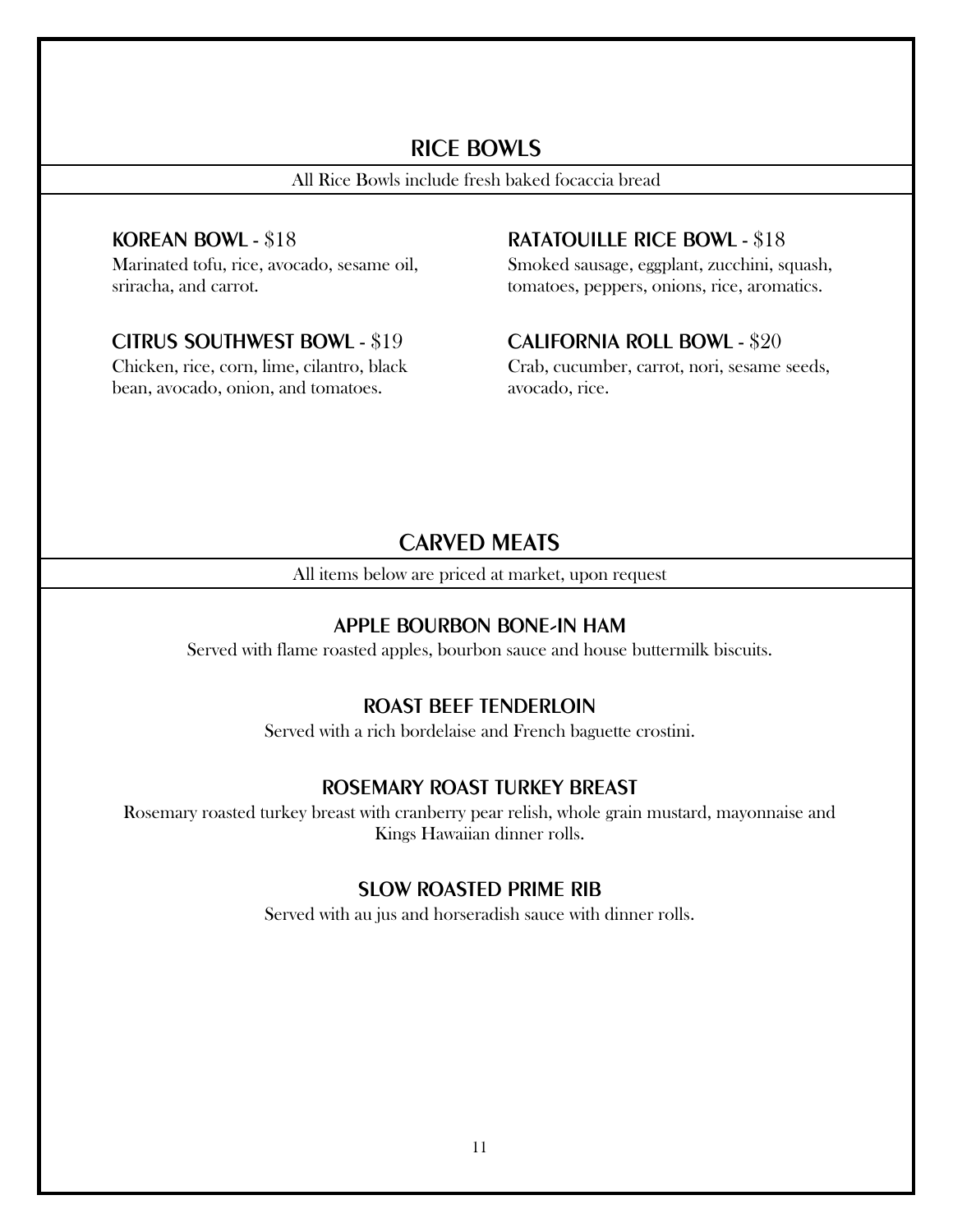## RICE BOWLS

All Rice Bowls include fresh baked focaccia bread

### KOREAN BOWL - $18

Marinated tofu, rice, avocado, sesame oil, sriracha, and carrot.

### CITRUS SOUTHWEST BOWL - $19

Chicken, rice, corn, lime, cilantro, black bean, avocado, onion, and tomatoes.

### RATATOUILLE RICE BOWL - $18

Smoked sausage, eggplant, zucchini, squash, tomatoes, peppers, onions, rice, aromatics.

### CALIFORNIA ROLL BOWL - $20

Crab, cucumber, carrot, nori, sesame seeds, avocado, rice.

## CARVED MEATS

All items below are priced at market, upon request

### APPLE BOURBON BONE-IN HAM

Served with flame roasted apples, bourbon sauce and house buttermilk biscuits.

### ROAST BEEF TENDERLOIN

Served with a rich bordelaise and French baguette crostini.

### ROSEMARY ROAST TURKEY BREAST

Rosemary roasted turkey breast with cranberry pear relish, whole grain mustard, mayonnaise and Kings Hawaiian dinner rolls.

### SLOW ROASTED PRIME RIB

Served with au jus and horseradish sauce with dinner rolls.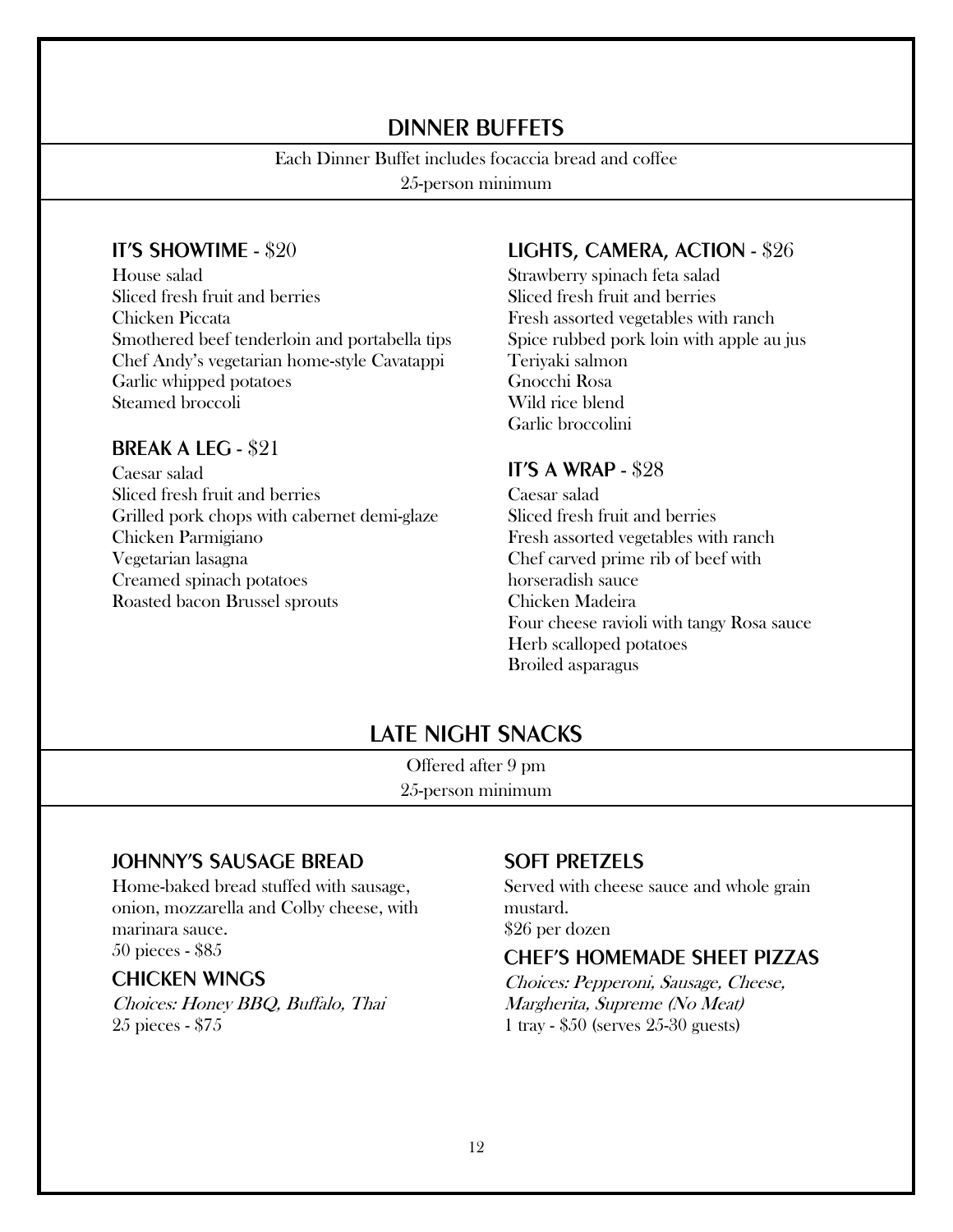## DINNER BUFFETS

Each Dinner Buffet includes focaccia bread and coffee
25-person minimum

### IT'S SHOWTIME - $20

House salad
Sliced fresh fruit and berries
Chicken Piccata
Smothered beef tenderloin and portabella tips
Chef Andy's vegetarian home-style Cavatappi
Garlic whipped potatoes
Steamed broccoli

### BREAK A LEG - $21

Caesar salad
Sliced fresh fruit and berries
Grilled pork chops with cabernet demi-glaze
Chicken Parmigiano
Vegetarian lasagna
Creamed spinach potatoes
Roasted bacon Brussel sprouts

### LIGHTS, CAMERA, ACTION - $26

Strawberry spinach feta salad
Sliced fresh fruit and berries
Fresh assorted vegetables with ranch
Spice rubbed pork loin with apple au jus
Teriyaki salmon
Gnocchi Rosa
Wild rice blend
Garlic broccolini

### IT'S A WRAP - $28

Caesar salad
Sliced fresh fruit and berries
Fresh assorted vegetables with ranch
Chef carved prime rib of beef with horseradish sauce
Chicken Madeira
Four cheese ravioli with tangy Rosa sauce
Herb scalloped potatoes
Broiled asparagus

## LATE NIGHT SNACKS

Offered after 9 pm
25-person minimum

### JOHNNY'S SAUSAGE BREAD

Home-baked bread stuffed with sausage, onion, mozzarella and Colby cheese, with marinara sauce.
50 pieces - $85

### CHICKEN WINGS

*Choices: Honey BBQ, Buffalo, Thai*
25 pieces - $75

### SOFT PRETZELS

Served with cheese sauce and whole grain mustard.
$26 per dozen

### CHEF'S HOMEMADE SHEET PIZZAS

*Choices: Pepperoni, Sausage, Cheese, Margherita, Supreme (No Meat)*
1 tray - $50 (serves 25-30 guests)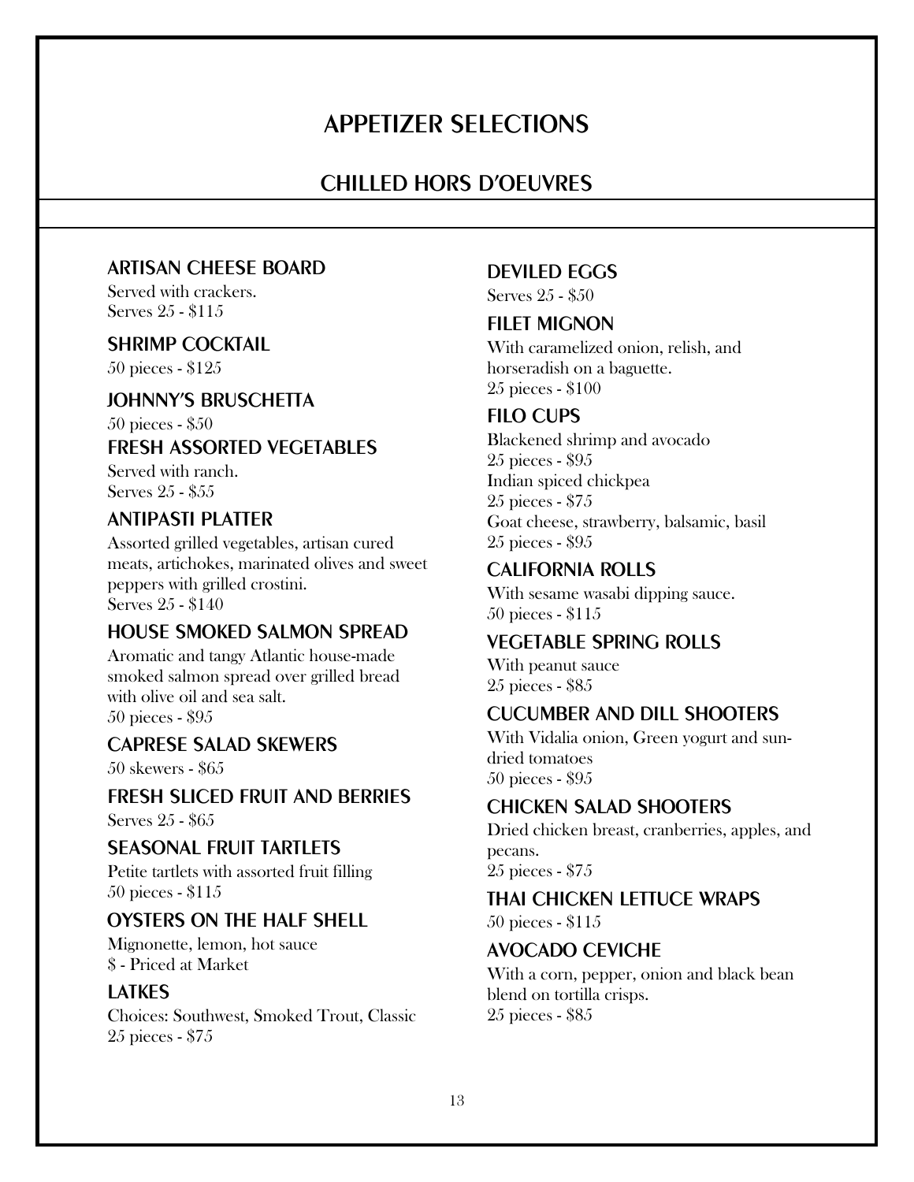# APPETIZER SELECTIONS

## CHILLED HORS D'OEUVRES

### ARTISAN CHEESE BOARD

Served with crackers.
Serves 25 - $115

### SHRIMP COCKTAIL

50 pieces - $125

### JOHNNY'S BRUSCHETTA

50 pieces - $50

### FRESH ASSORTED VEGETABLES

Served with ranch.
Serves 25 - $55

### ANTIPASTI PLATTER

Assorted grilled vegetables, artisan cured meats, artichokes, marinated olives and sweet peppers with grilled crostini.
Serves 25 - $140

### HOUSE SMOKED SALMON SPREAD

Aromatic and tangy Atlantic house-made smoked salmon spread over grilled bread with olive oil and sea salt.
50 pieces - $95

### CAPRESE SALAD SKEWERS

50 skewers - $65

### FRESH SLICED FRUIT AND BERRIES

Serves 25 - $65

### SEASONAL FRUIT TARTLETS

Petite tartlets with assorted fruit filling
50 pieces - $115

### OYSTERS ON THE HALF SHELL

Mignonette, lemon, hot sauce
$ - Priced at Market

### LATKES

Choices: Southwest, Smoked Trout, Classic
25 pieces - $75

### DEVILED EGGS

Serves 25 - $50

### FILET MIGNON

With caramelized onion, relish, and horseradish on a baguette.
25 pieces - $100

### FILO CUPS

Blackened shrimp and avocado
25 pieces - $95
Indian spiced chickpea
25 pieces - $75
Goat cheese, strawberry, balsamic, basil
25 pieces - $95

### CALIFORNIA ROLLS

With sesame wasabi dipping sauce.
50 pieces - $115

### VEGETABLE SPRING ROLLS

With peanut sauce
25 pieces - $85

### CUCUMBER AND DILL SHOOTERS

With Vidalia onion, Green yogurt and sun-dried tomatoes
50 pieces - $95

### CHICKEN SALAD SHOOTERS

Dried chicken breast, cranberries, apples, and pecans.
25 pieces - $75

### THAI CHICKEN LETTUCE WRAPS

50 pieces - $115

### AVOCADO CEVICHE

With a corn, pepper, onion and black bean blend on tortilla crisps.
25 pieces - $85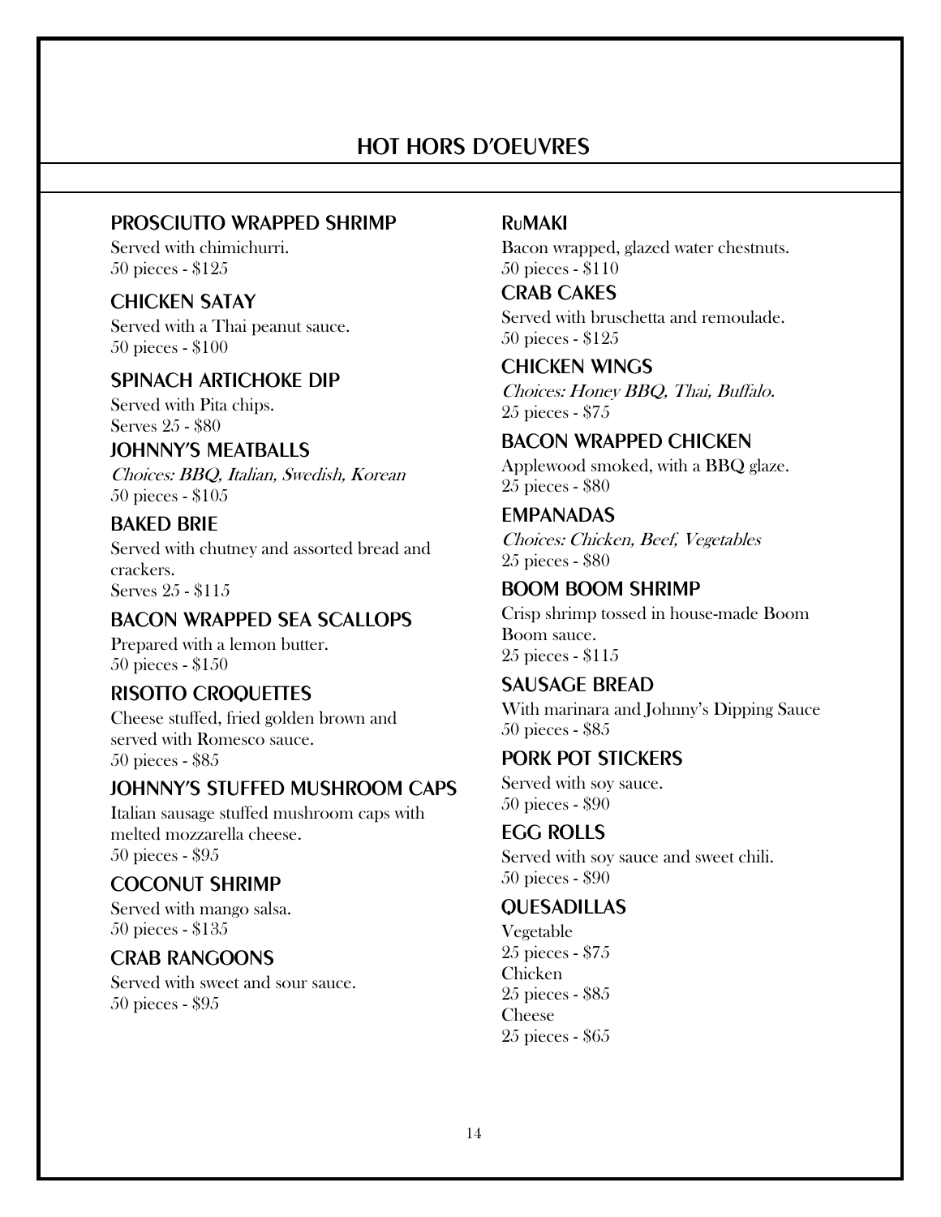# HOT HORS D'OEUVRES

### PROSCIUTTO WRAPPED SHRIMP

Served with chimichurri.
50 pieces - $125

### CHICKEN SATAY

Served with a Thai peanut sauce.
50 pieces - $100

### SPINACH ARTICHOKE DIP

Served with Pita chips.
Serves 25 - $80

### JOHNNY'S MEATBALLS

*Choices: BBQ, Italian, Swedish, Korean*
50 pieces - $105

### BAKED BRIE

Served with chutney and assorted bread and crackers.
Serves 25 - $115

### BACON WRAPPED SEA SCALLOPS

Prepared with a lemon butter.
50 pieces - $150

### RISOTTO CROQUETTES

Cheese stuffed, fried golden brown and served with Romesco sauce.
50 pieces - $85

### JOHNNY'S STUFFED MUSHROOM CAPS

Italian sausage stuffed mushroom caps with melted mozzarella cheese.
50 pieces - $95

### COCONUT SHRIMP

Served with mango salsa.
50 pieces - $135

### CRAB RANGOONS

Served with sweet and sour sauce.
50 pieces - $95

### RUMAKI

Bacon wrapped, glazed water chestnuts.
50 pieces - $110

### CRAB CAKES

Served with bruschetta and remoulade.
50 pieces - $125

### CHICKEN WINGS

*Choices: Honey BBQ, Thai, Buffalo.*
25 pieces - $75

### BACON WRAPPED CHICKEN

Applewood smoked, with a BBQ glaze.
25 pieces - $80

### EMPANADAS

*Choices: Chicken, Beef, Vegetables*
25 pieces - $80

### BOOM BOOM SHRIMP

Crisp shrimp tossed in house-made Boom Boom sauce.
25 pieces - $115

### SAUSAGE BREAD

With marinara and Johnny's Dipping Sauce
50 pieces - $85

### PORK POT STICKERS

Served with soy sauce.
50 pieces - $90

### EGG ROLLS

Served with soy sauce and sweet chili.
50 pieces - $90

### QUESADILLAS

Vegetable
25 pieces - $75
Chicken
25 pieces - $85
Cheese
25 pieces - $65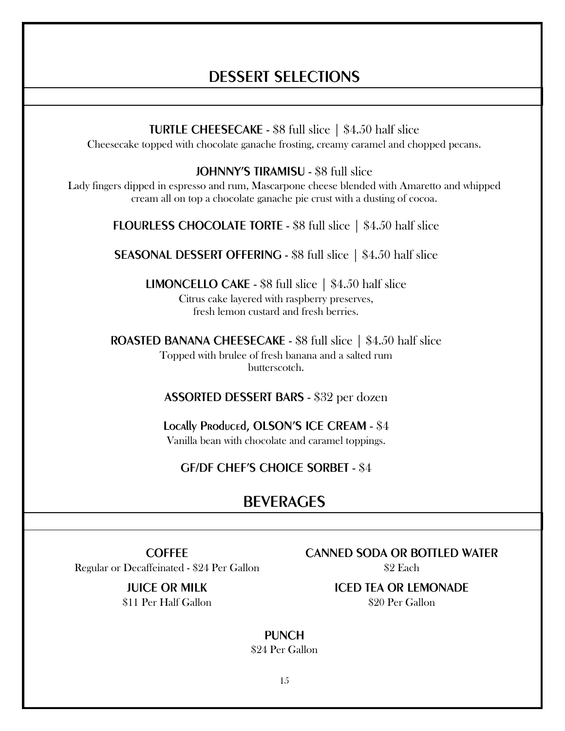## DESSERT SELECTIONS

**TURTLE CHEESECAKE** - $8 full slice | $4.50 half slice
Cheesecake topped with chocolate ganache frosting, creamy caramel and chopped pecans.

**JOHNNY'S TIRAMISU** - $8 full slice
Lady fingers dipped in espresso and rum, Mascarpone cheese blended with Amaretto and whipped cream all on top a chocolate ganache pie crust with a dusting of cocoa.

**FLOURLESS CHOCOLATE TORTE** - $8 full slice | $4.50 half slice

**SEASONAL DESSERT OFFERING** - $8 full slice | $4.50 half slice

**LIMONCELLO CAKE** - $8 full slice | $4.50 half slice
Citrus cake layered with raspberry preserves, fresh lemon custard and fresh berries.

**ROASTED BANANA CHEESECAKE** - $8 full slice | $4.50 half slice
Topped with brulee of fresh banana and a salted rum butterscotch.

**ASSORTED DESSERT BARS** - $32 per dozen

**Locally Produced, OLSON'S ICE CREAM** - $4
Vanilla bean with chocolate and caramel toppings.

**GF/DF CHEF'S CHOICE SORBET** - $4

## BEVERAGES

**COFFEE**
Regular or Decaffeinated - $24 Per Gallon

**CANNED SODA OR BOTTLED WATER**
$2 Each

**JUICE OR MILK**
$11 Per Half Gallon

**ICED TEA OR LEMONADE**
$20 Per Gallon

**PUNCH**
$24 Per Gallon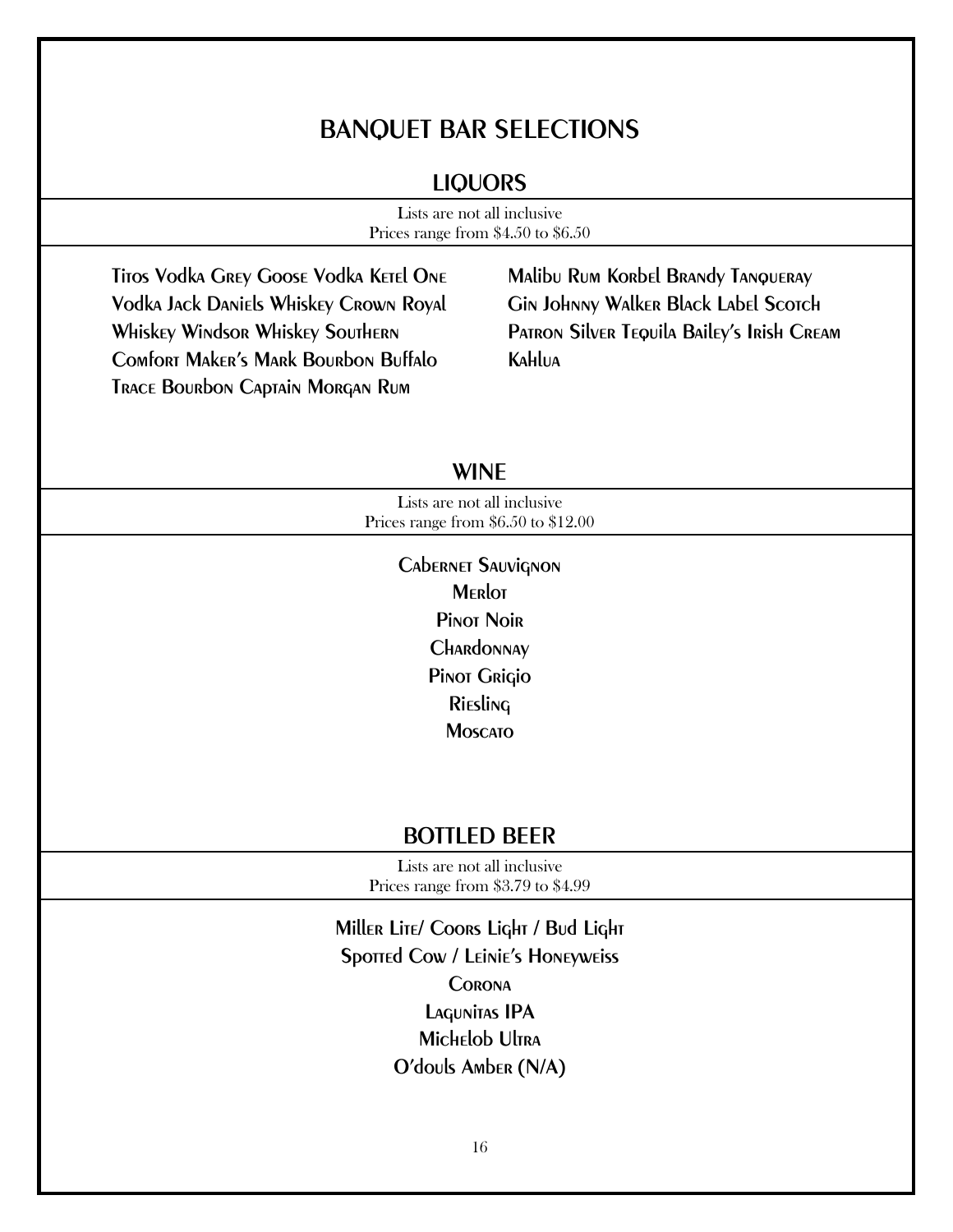# BANQUET BAR SELECTIONS

## LIQUORS

Lists are not all inclusive
Prices range from $4.50 to $6.50

Titos Vodka Grey Goose Vodka Ketel One Vodka Jack Daniels Whiskey Crown Royal Whiskey Windsor Whiskey Southern Comfort Maker's Mark Bourbon Buffalo Trace Bourbon Captain Morgan Rum Malibu Rum Korbel Brandy Tanqueray Gin Johnny Walker Black Label Scotch Patron Silver Tequila Bailey's Irish Cream Kahlua

## WINE

Lists are not all inclusive
Prices range from $6.50 to $12.00

Cabernet Sauvignon
Merlot
Pinot Noir
Chardonnay
Pinot Grigio
Riesling
Moscato

## BOTTLED BEER

Lists are not all inclusive
Prices range from $3.79 to $4.99

Miller Lite/ Coors Light / Bud Light
Spotted Cow / Leinie's Honeyweiss
Corona
Lagunitas IPA
Michelob Ultra
O'douls Amber (N/A)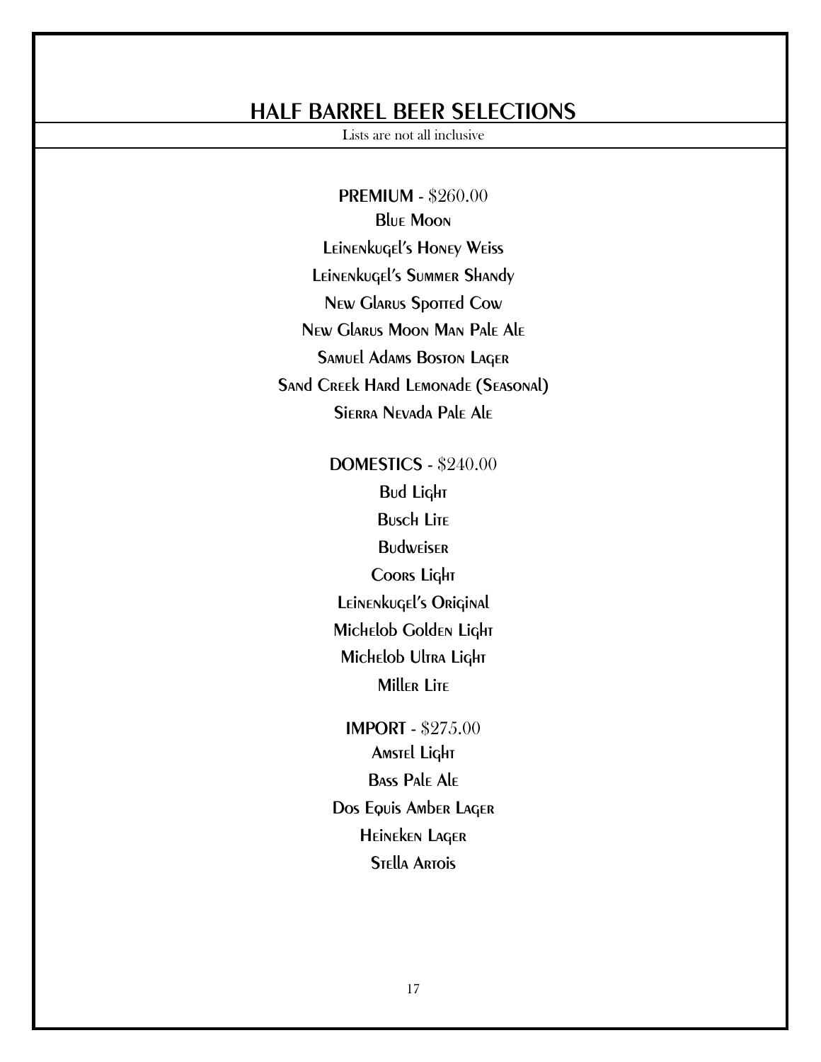# HALF BARREL BEER SELECTIONS

Lists are not all inclusive

**PREMIUM** - $260.00

Blue Moon

Leinenkugel's Honey Weiss

Leinenkugel's Summer Shandy

New Glarus Spotted Cow

New Glarus Moon Man Pale Ale

Samuel Adams Boston Lager

Sand Creek Hard Lemonade (Seasonal)

Sierra Nevada Pale Ale

**DOMESTICS** - $240.00

Bud Light

Busch Lite

Budweiser

Coors Light

Leinenkugel's Original

Michelob Golden Light

Michelob Ultra Light

Miller Lite

**IMPORT** - $275.00

Amstel Light

Bass Pale Ale

Dos Equis Amber Lager

Heineken Lager

Stella Artois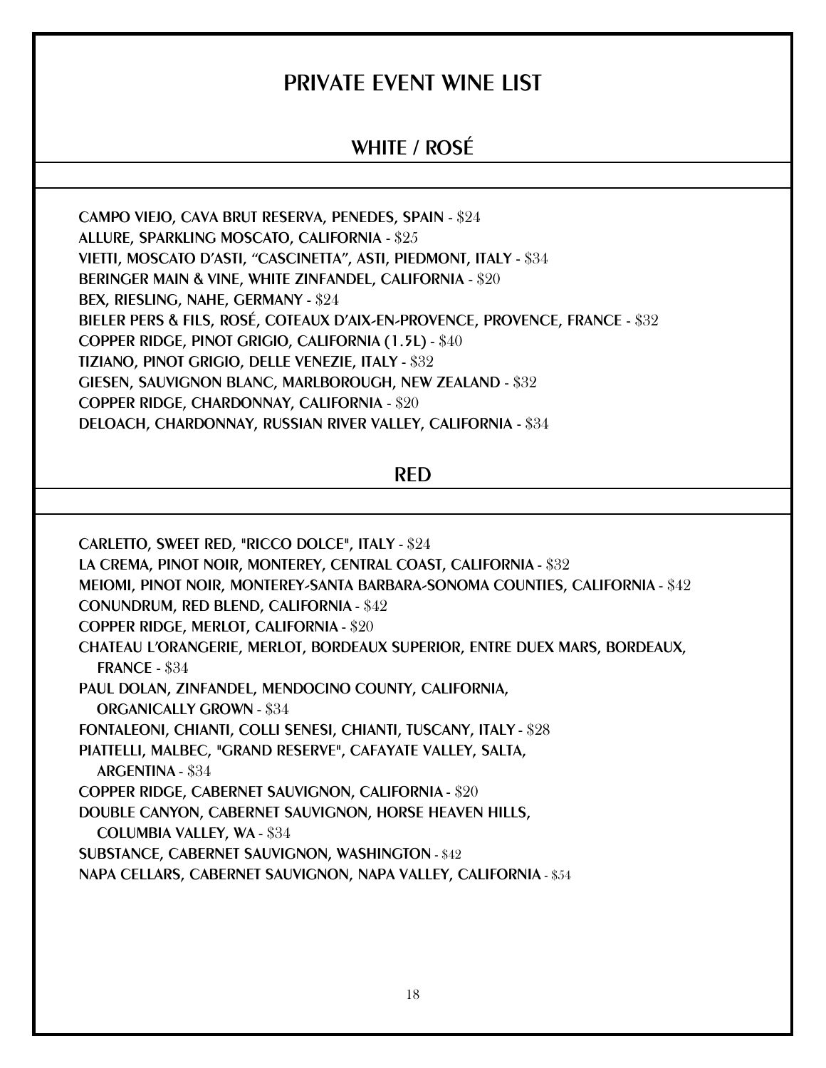# PRIVATE EVENT WINE LIST

## WHITE / ROSÉ

**CAMPO VIEJO, CAVA BRUT RESERVA, PENEDES, SPAIN** - $24
**ALLURE, SPARKLING MOSCATO, CALIFORNIA** - $25
**VIETTI, MOSCATO D'ASTI, "CASCINETTA", ASTI, PIEDMONT, ITALY** - $34
**BERINGER MAIN & VINE, WHITE ZINFANDEL, CALIFORNIA** - $20
**BEX, RIESLING, NAHE, GERMANY** - $24
**BIELER PERS & FILS, ROSÉ, COTEAUX D'AIX-EN-PROVENCE, PROVENCE, FRANCE** - $32
**COPPER RIDGE, PINOT GRIGIO, CALIFORNIA (1.5L)** - $40
**TIZIANO, PINOT GRIGIO, DELLE VENEZIE, ITALY** - $32
**GIESEN, SAUVIGNON BLANC, MARLBOROUGH, NEW ZEALAND** - $32
**COPPER RIDGE, CHARDONNAY, CALIFORNIA** - $20
**DELOACH, CHARDONNAY, RUSSIAN RIVER VALLEY, CALIFORNIA** - $34

## RED

**CARLETTO, SWEET RED, "RICCO DOLCE", ITALY** - $24
**LA CREMA, PINOT NOIR, MONTEREY, CENTRAL COAST, CALIFORNIA** - $32
**MEIOMI, PINOT NOIR, MONTEREY-SANTA BARBARA-SONOMA COUNTIES, CALIFORNIA** - $42
**CONUNDRUM, RED BLEND, CALIFORNIA** - $42
**COPPER RIDGE, MERLOT, CALIFORNIA** - $20
**CHATEAU L'ORANGERIE, MERLOT, BORDEAUX SUPERIOR, ENTRE DUEX MARS, BORDEAUX, FRANCE** - $34
**PAUL DOLAN, ZINFANDEL, MENDOCINO COUNTY, CALIFORNIA, ORGANICALLY GROWN** - $34
**FONTALEONI, CHIANTI, COLLI SENESI, CHIANTI, TUSCANY, ITALY** - $28
**PIATTELLI, MALBEC, "GRAND RESERVE", CAFAYATE VALLEY, SALTA, ARGENTINA** - $34
**COPPER RIDGE, CABERNET SAUVIGNON, CALIFORNIA** - $20
**DOUBLE CANYON, CABERNET SAUVIGNON, HORSE HEAVEN HILLS, COLUMBIA VALLEY, WA** - $34
**SUBSTANCE, CABERNET SAUVIGNON, WASHINGTON** - $42
**NAPA CELLARS, CABERNET SAUVIGNON, NAPA VALLEY, CALIFORNIA** - $54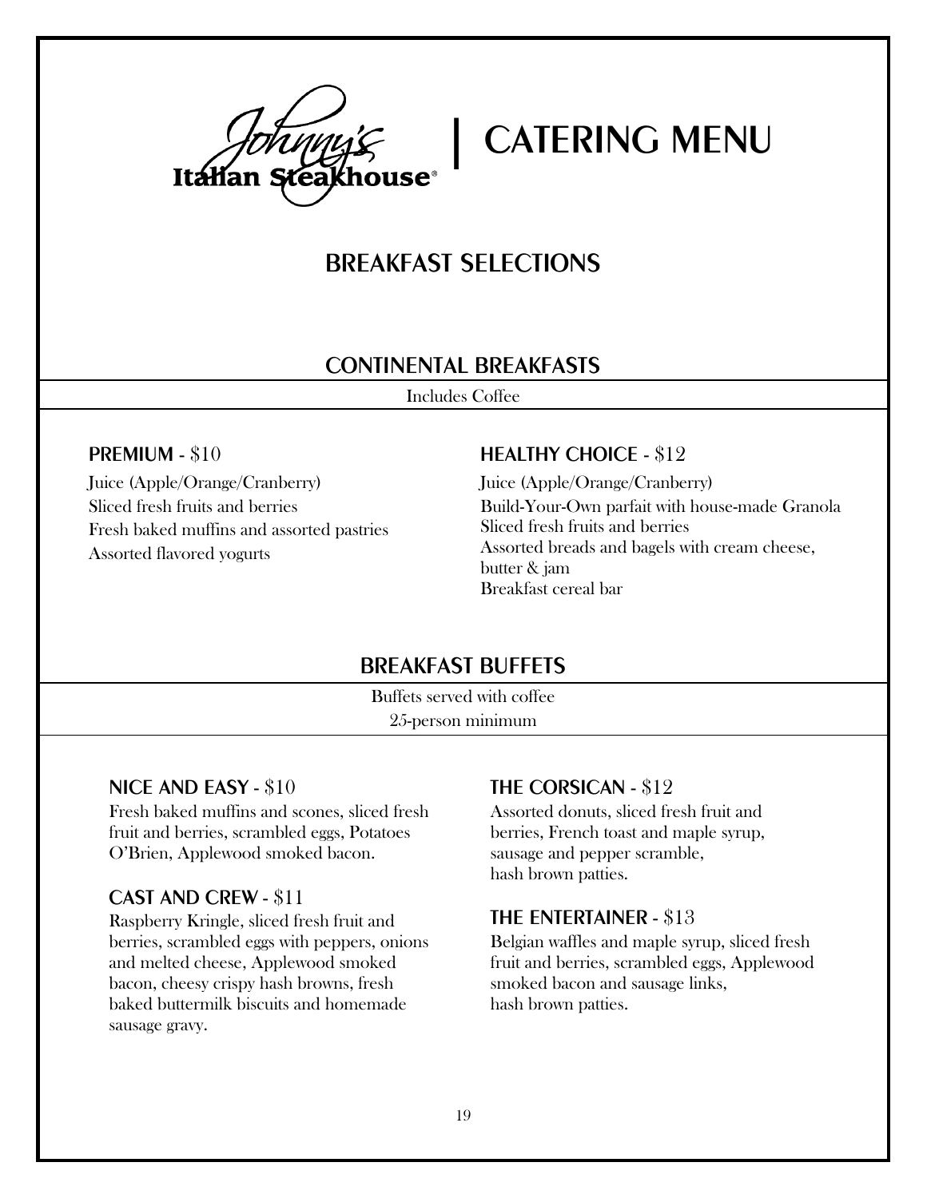# Johnny's Italian Steakhouse® | CATERING MENU

## BREAKFAST SELECTIONS

### CONTINENTAL BREAKFASTS

Includes Coffee

**PREMIUM** - $10

Juice (Apple/Orange/Cranberry)
Sliced fresh fruits and berries
Fresh baked muffins and assorted pastries
Assorted flavored yogurts

**HEALTHY CHOICE** - $12

Juice (Apple/Orange/Cranberry)
Build-Your-Own parfait with house-made Granola
Sliced fresh fruits and berries
Assorted breads and bagels with cream cheese, butter & jam
Breakfast cereal bar

### BREAKFAST BUFFETS

Buffets served with coffee
25-person minimum

**NICE AND EASY** - $10

Fresh baked muffins and scones, sliced fresh fruit and berries, scrambled eggs, Potatoes O'Brien, Applewood smoked bacon.

**CAST AND CREW** - $11

Raspberry Kringle, sliced fresh fruit and berries, scrambled eggs with peppers, onions and melted cheese, Applewood smoked bacon, cheesy crispy hash browns, fresh baked buttermilk biscuits and homemade sausage gravy.

**THE CORSICAN** - $12

Assorted donuts, sliced fresh fruit and berries, French toast and maple syrup, sausage and pepper scramble, hash brown patties.

**THE ENTERTAINER** - $13

Belgian waffles and maple syrup, sliced fresh fruit and berries, scrambled eggs, Applewood smoked bacon and sausage links, hash brown patties.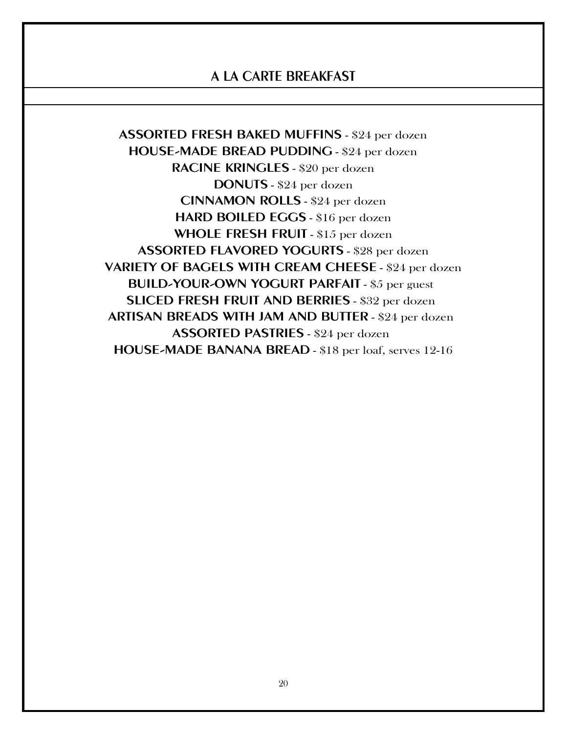# A LA CARTE BREAKFAST

**ASSORTED FRESH BAKED MUFFINS** - $24 per dozen
**HOUSE-MADE BREAD PUDDING** - $24 per dozen
**RACINE KRINGLES** - $20 per dozen
**DONUTS** - $24 per dozen
**CINNAMON ROLLS** - $24 per dozen
**HARD BOILED EGGS** - $16 per dozen
**WHOLE FRESH FRUIT** - $15 per dozen
**ASSORTED FLAVORED YOGURTS** - $28 per dozen
**VARIETY OF BAGELS WITH CREAM CHEESE** - $24 per dozen
**BUILD-YOUR-OWN YOGURT PARFAIT** - $5 per guest
**SLICED FRESH FRUIT AND BERRIES** - $32 per dozen
**ARTISAN BREADS WITH JAM AND BUTTER** - $24 per dozen
**ASSORTED PASTRIES** - $24 per dozen
**HOUSE-MADE BANANA BREAD** - $18 per loaf, serves 12-16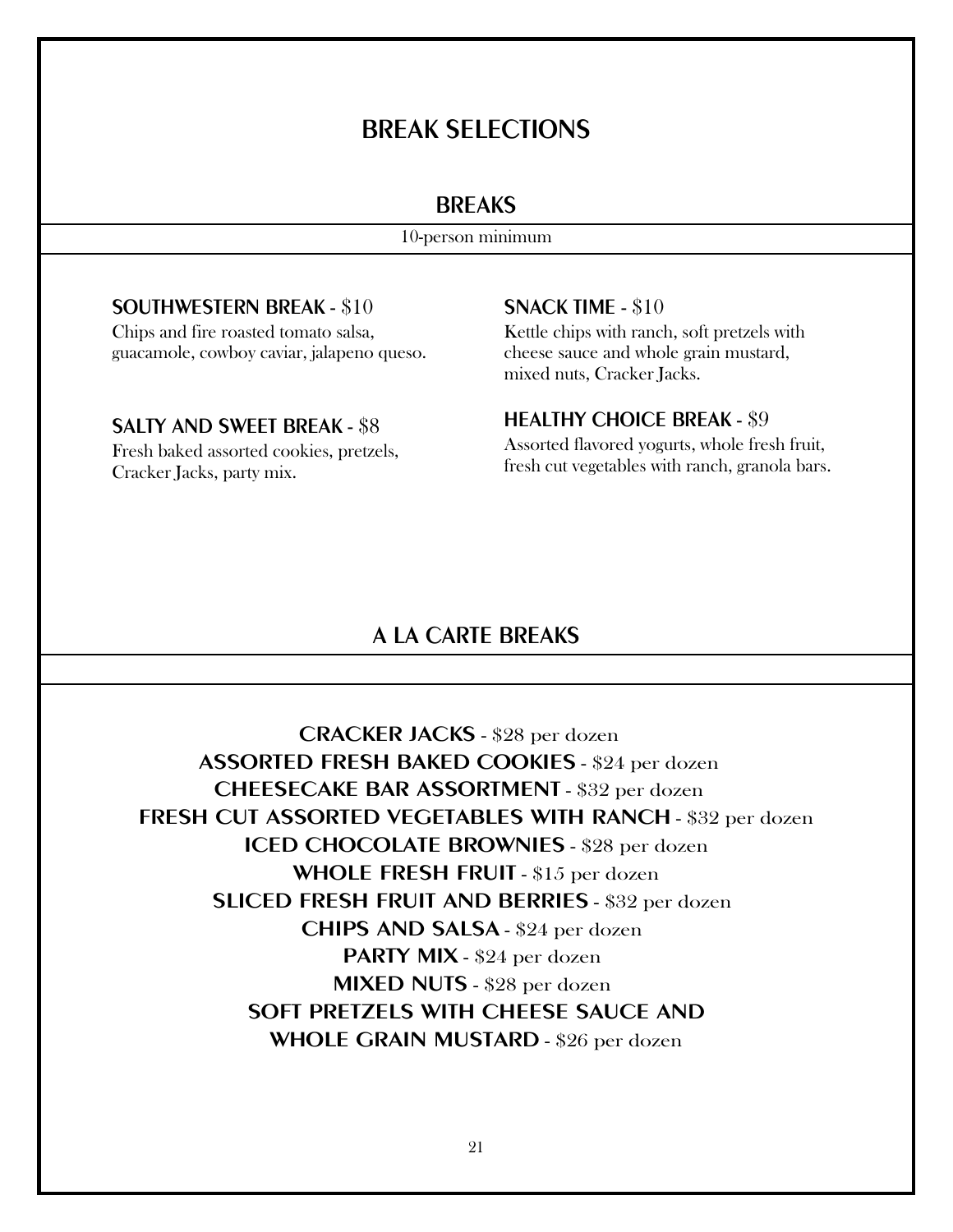# BREAK SELECTIONS

## BREAKS

10-person minimum

**SOUTHWESTERN BREAK** - $10
Chips and fire roasted tomato salsa, guacamole, cowboy caviar, jalapeno queso.

**SALTY AND SWEET BREAK** - $8
Fresh baked assorted cookies, pretzels, Cracker Jacks, party mix.

**SNACK TIME** - $10
Kettle chips with ranch, soft pretzels with cheese sauce and whole grain mustard, mixed nuts, Cracker Jacks.

**HEALTHY CHOICE BREAK** - $9
Assorted flavored yogurts, whole fresh fruit, fresh cut vegetables with ranch, granola bars.

## A LA CARTE BREAKS

**CRACKER JACKS** - $28 per dozen
**ASSORTED FRESH BAKED COOKIES** - $24 per dozen
**CHEESECAKE BAR ASSORTMENT** - $32 per dozen
**FRESH CUT ASSORTED VEGETABLES WITH RANCH** - $32 per dozen
**ICED CHOCOLATE BROWNIES** - $28 per dozen
**WHOLE FRESH FRUIT** - $15 per dozen
**SLICED FRESH FRUIT AND BERRIES** - $32 per dozen
**CHIPS AND SALSA** - $24 per dozen
**PARTY MIX** - $24 per dozen
**MIXED NUTS** - $28 per dozen
**SOFT PRETZELS WITH CHEESE SAUCE AND WHOLE GRAIN MUSTARD** - $26 per dozen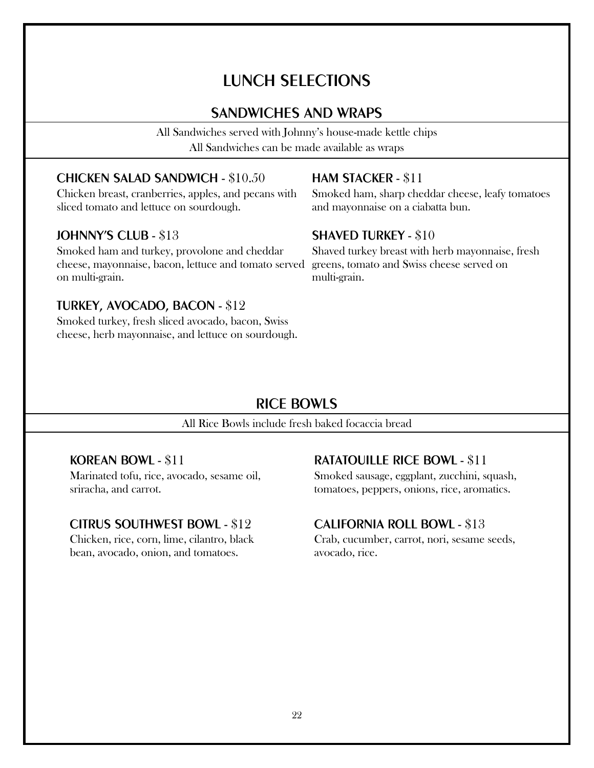# LUNCH SELECTIONS

## SANDWICHES AND WRAPS

All Sandwiches served with Johnny's house-made kettle chips
All Sandwiches can be made available as wraps

### CHICKEN SALAD SANDWICH - $10.50

Chicken breast, cranberries, apples, and pecans with sliced tomato and lettuce on sourdough.

### JOHNNY'S CLUB - $13

Smoked ham and turkey, provolone and cheddar cheese, mayonnaise, bacon, lettuce and tomato served on multi-grain.

### TURKEY, AVOCADO, BACON - $12

Smoked turkey, fresh sliced avocado, bacon, Swiss cheese, herb mayonnaise, and lettuce on sourdough.

### HAM STACKER - $11

Smoked ham, sharp cheddar cheese, leafy tomatoes and mayonnaise on a ciabatta bun.

### SHAVED TURKEY - $10

Shaved turkey breast with herb mayonnaise, fresh greens, tomato and Swiss cheese served on multi-grain.

## RICE BOWLS

All Rice Bowls include fresh baked focaccia bread

### KOREAN BOWL - $11

Marinated tofu, rice, avocado, sesame oil, sriracha, and carrot.

### CITRUS SOUTHWEST BOWL - $12

Chicken, rice, corn, lime, cilantro, black bean, avocado, onion, and tomatoes.

### RATATOUILLE RICE BOWL - $11

Smoked sausage, eggplant, zucchini, squash, tomatoes, peppers, onions, rice, aromatics.

### CALIFORNIA ROLL BOWL - $13

Crab, cucumber, carrot, nori, sesame seeds, avocado, rice.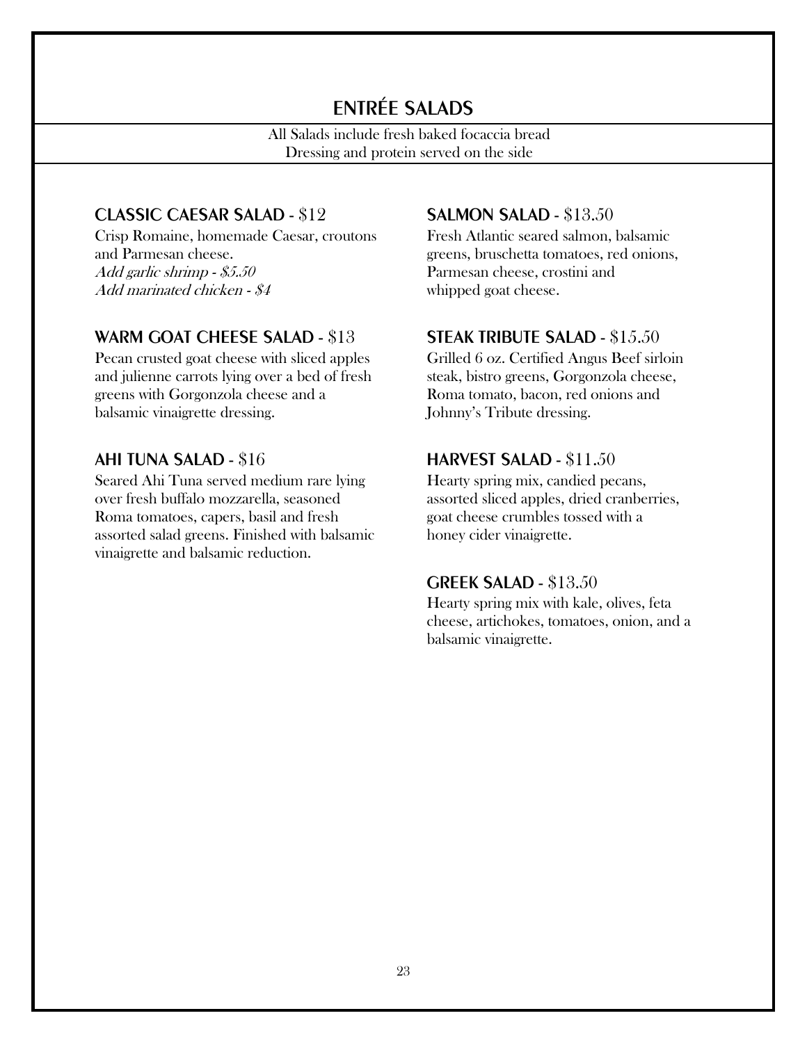# ENTRÉE SALADS

All Salads include fresh baked focaccia bread
Dressing and protein served on the side

### CLASSIC CAESAR SALAD - $12

Crisp Romaine, homemade Caesar, croutons and Parmesan cheese.
*Add garlic shrimp - $5.50*
*Add marinated chicken - $4*

### WARM GOAT CHEESE SALAD - $13

Pecan crusted goat cheese with sliced apples and julienne carrots lying over a bed of fresh greens with Gorgonzola cheese and a balsamic vinaigrette dressing.

### AHI TUNA SALAD - $16

Seared Ahi Tuna served medium rare lying over fresh buffalo mozzarella, seasoned Roma tomatoes, capers, basil and fresh assorted salad greens. Finished with balsamic vinaigrette and balsamic reduction.

### SALMON SALAD - $13.50

Fresh Atlantic seared salmon, balsamic greens, bruschetta tomatoes, red onions, Parmesan cheese, crostini and whipped goat cheese.

### STEAK TRIBUTE SALAD - $15.50

Grilled 6 oz. Certified Angus Beef sirloin steak, bistro greens, Gorgonzola cheese, Roma tomato, bacon, red onions and Johnny's Tribute dressing.

### HARVEST SALAD - $11.50

Hearty spring mix, candied pecans, assorted sliced apples, dried cranberries, goat cheese crumbles tossed with a honey cider vinaigrette.

### GREEK SALAD - $13.50

Hearty spring mix with kale, olives, feta cheese, artichokes, tomatoes, onion, and a balsamic vinaigrette.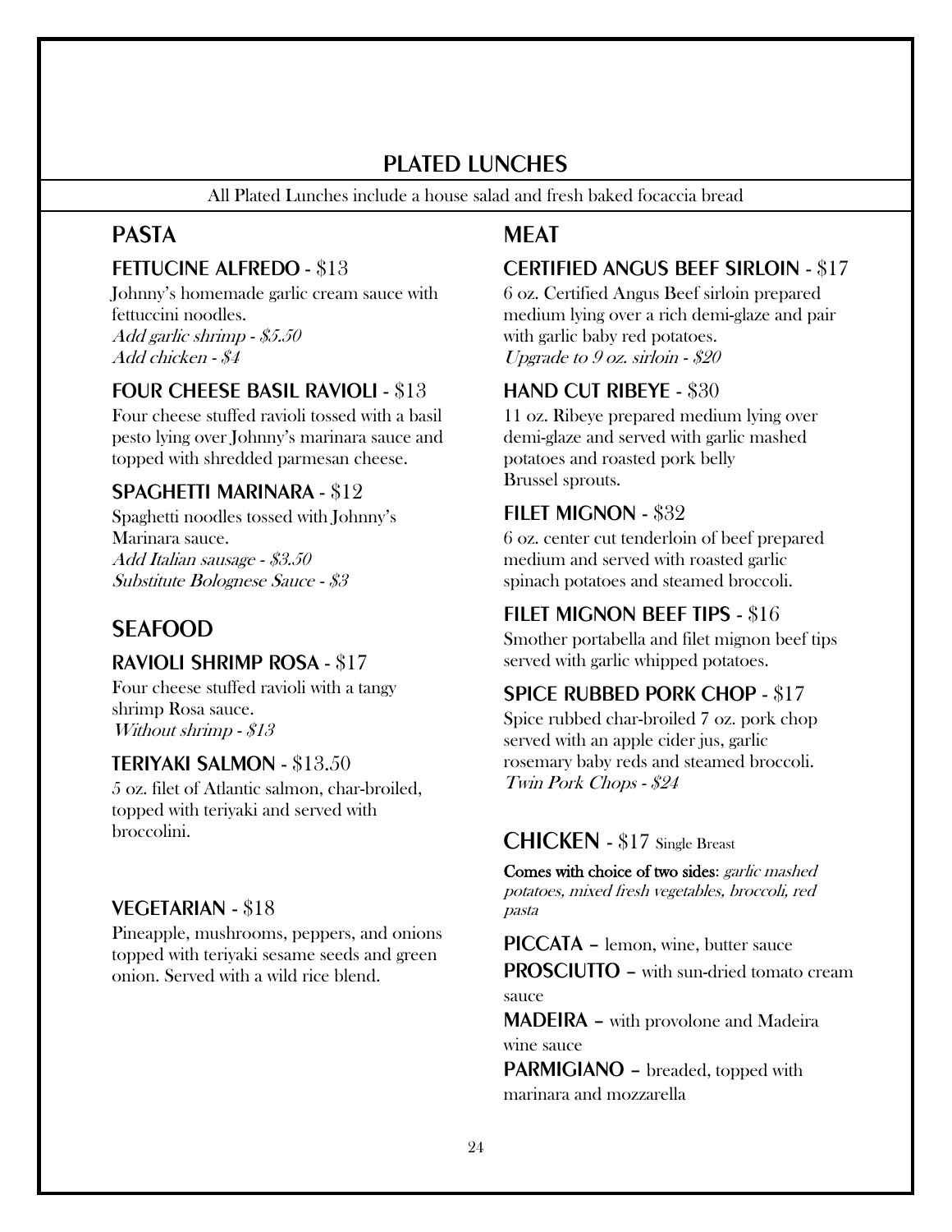# PLATED LUNCHES

All Plated Lunches include a house salad and fresh baked focaccia bread

## PASTA

### FETTUCINE ALFREDO - $13

Johnny's homemade garlic cream sauce with fettuccini noodles.
*Add garlic shrimp - $5.50*
*Add chicken - $4*

### FOUR CHEESE BASIL RAVIOLI - $13

Four cheese stuffed ravioli tossed with a basil pesto lying over Johnny's marinara sauce and topped with shredded parmesan cheese.

### SPAGHETTI MARINARA - $12

Spaghetti noodles tossed with Johnny's Marinara sauce.
*Add Italian sausage - $3.50*
*Substitute Bolognese Sauce - $3*

## SEAFOOD

### RAVIOLI SHRIMP ROSA - $17

Four cheese stuffed ravioli with a tangy shrimp Rosa sauce.
*Without shrimp - $13*

### TERIYAKI SALMON - $13.50

5 oz. filet of Atlantic salmon, char-broiled, topped with teriyaki and served with broccolini.

### VEGETARIAN - $18

Pineapple, mushrooms, peppers, and onions topped with teriyaki sesame seeds and green onion. Served with a wild rice blend.

## MEAT

### CERTIFIED ANGUS BEEF SIRLOIN - $17

6 oz. Certified Angus Beef sirloin prepared medium lying over a rich demi-glaze and pair with garlic baby red potatoes.
*Upgrade to 9 oz. sirloin - $20*

### HAND CUT RIBEYE - $30

11 oz. Ribeye prepared medium lying over demi-glaze and served with garlic mashed potatoes and roasted pork belly Brussel sprouts.

### FILET MIGNON - $32

6 oz. center cut tenderloin of beef prepared medium and served with roasted garlic spinach potatoes and steamed broccoli.

### FILET MIGNON BEEF TIPS - $16

Smother portabella and filet mignon beef tips served with garlic whipped potatoes.

### SPICE RUBBED PORK CHOP - $17

Spice rubbed char-broiled 7 oz. pork chop served with an apple cider jus, garlic rosemary baby reds and steamed broccoli.
*Twin Pork Chops - $24*

## CHICKEN - $17 Single Breast

**Comes with choice of two sides**: *garlic mashed potatoes, mixed fresh vegetables, broccoli, red pasta*

**PICCATA** – lemon, wine, butter sauce
**PROSCIUTTO** – with sun-dried tomato cream sauce
**MADEIRA** – with provolone and Madeira wine sauce
**PARMIGIANO** – breaded, topped with marinara and mozzarella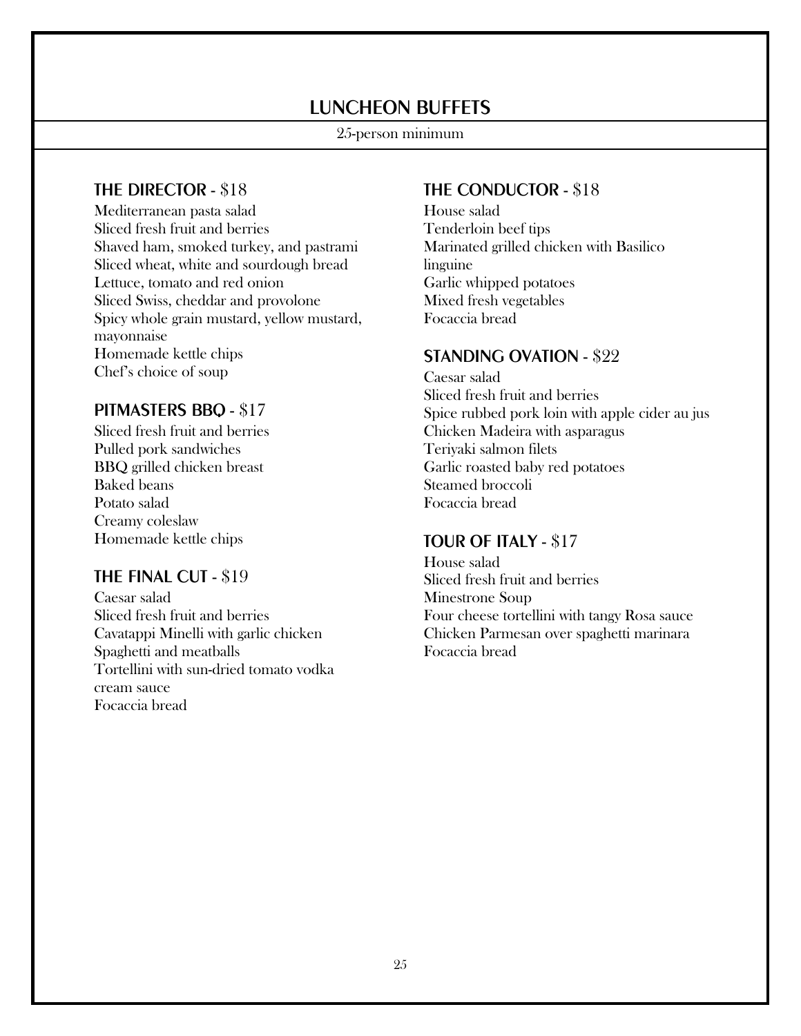# LUNCHEON BUFFETS

25-person minimum

## THE DIRECTOR - $18

Mediterranean pasta salad
Sliced fresh fruit and berries
Shaved ham, smoked turkey, and pastrami
Sliced wheat, white and sourdough bread
Lettuce, tomato and red onion
Sliced Swiss, cheddar and provolone
Spicy whole grain mustard, yellow mustard, mayonnaise
Homemade kettle chips
Chef's choice of soup

## PITMASTERS BBQ - $17

Sliced fresh fruit and berries
Pulled pork sandwiches
BBQ grilled chicken breast
Baked beans
Potato salad
Creamy coleslaw
Homemade kettle chips

## THE FINAL CUT - $19

Caesar salad
Sliced fresh fruit and berries
Cavatappi Minelli with garlic chicken
Spaghetti and meatballs
Tortellini with sun-dried tomato vodka cream sauce
Focaccia bread

## THE CONDUCTOR - $18

House salad
Tenderloin beef tips
Marinated grilled chicken with Basilico linguine
Garlic whipped potatoes
Mixed fresh vegetables
Focaccia bread

## STANDING OVATION - $22

Caesar salad
Sliced fresh fruit and berries
Spice rubbed pork loin with apple cider au jus
Chicken Madeira with asparagus
Teriyaki salmon filets
Garlic roasted baby red potatoes
Steamed broccoli
Focaccia bread

## TOUR OF ITALY - $17

House salad
Sliced fresh fruit and berries
Minestrone Soup
Four cheese tortellini with tangy Rosa sauce
Chicken Parmesan over spaghetti marinara
Focaccia bread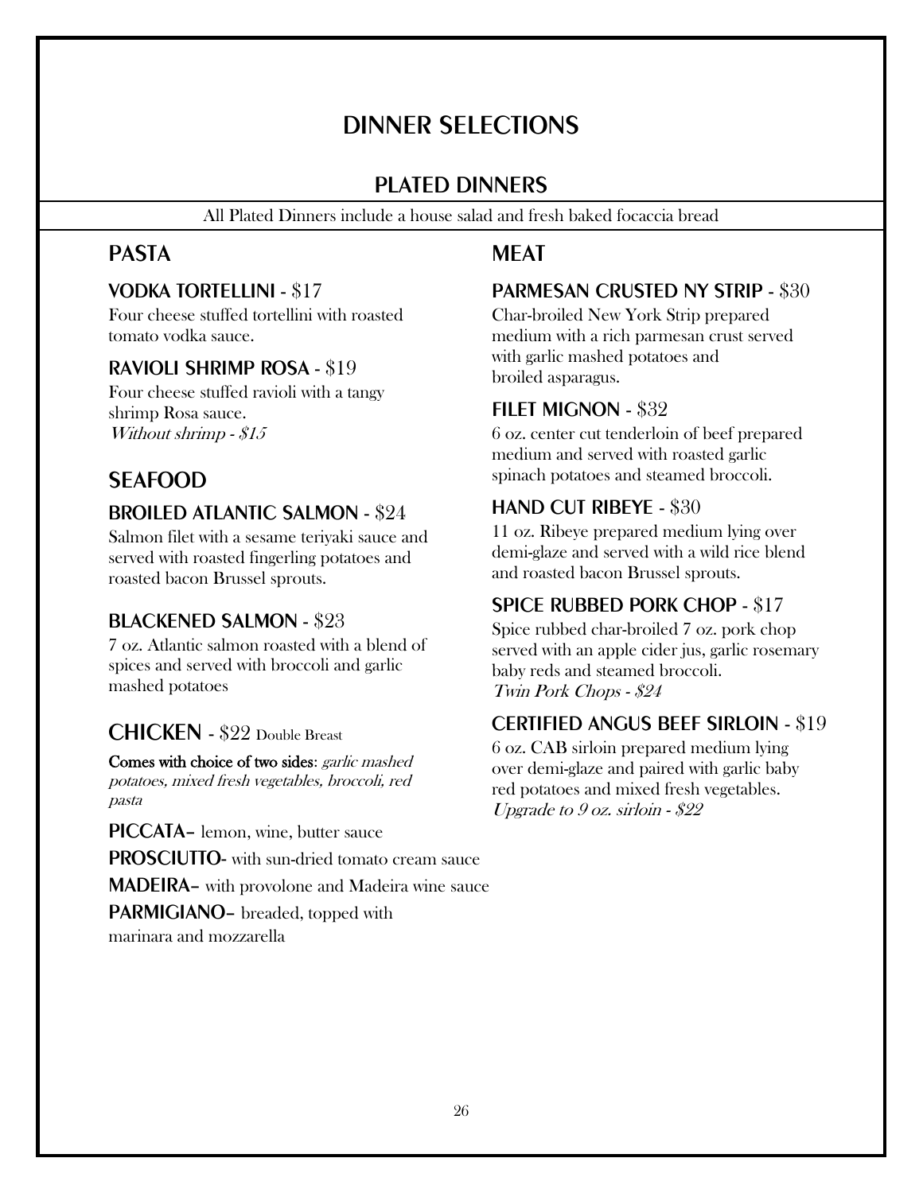# DINNER SELECTIONS

## PLATED DINNERS

All Plated Dinners include a house salad and fresh baked focaccia bread

### PASTA

**VODKA TORTELLINI** - $17

Four cheese stuffed tortellini with roasted tomato vodka sauce.

**RAVIOLI SHRIMP ROSA** - $19

Four cheese stuffed ravioli with a tangy shrimp Rosa sauce.
*Without shrimp - $15*

### SEAFOOD

**BROILED ATLANTIC SALMON** - $24

Salmon filet with a sesame teriyaki sauce and served with roasted fingerling potatoes and roasted bacon Brussel sprouts.

**BLACKENED SALMON** - $23

7 oz. Atlantic salmon roasted with a blend of spices and served with broccoli and garlic mashed potatoes

### CHICKEN - $22 Double Breast

**Comes with choice of two sides**: *garlic mashed potatoes, mixed fresh vegetables, broccoli, red pasta*

**PICCATA**– lemon, wine, butter sauce

**PROSCIUTTO**- with sun-dried tomato cream sauce

**MADEIRA**– with provolone and Madeira wine sauce

**PARMIGIANO**– breaded, topped with marinara and mozzarella

### MEAT

**PARMESAN CRUSTED NY STRIP** - $30

Char-broiled New York Strip prepared medium with a rich parmesan crust served with garlic mashed potatoes and broiled asparagus.

**FILET MIGNON** - $32

6 oz. center cut tenderloin of beef prepared medium and served with roasted garlic spinach potatoes and steamed broccoli.

**HAND CUT RIBEYE** - $30

11 oz. Ribeye prepared medium lying over demi-glaze and served with a wild rice blend and roasted bacon Brussel sprouts.

**SPICE RUBBED PORK CHOP** - $17

Spice rubbed char-broiled 7 oz. pork chop served with an apple cider jus, garlic rosemary baby reds and steamed broccoli.
*Twin Pork Chops - $24*

**CERTIFIED ANGUS BEEF SIRLOIN** - $19

6 oz. CAB sirloin prepared medium lying over demi-glaze and paired with garlic baby red potatoes and mixed fresh vegetables.
*Upgrade to 9 oz. sirloin - $22*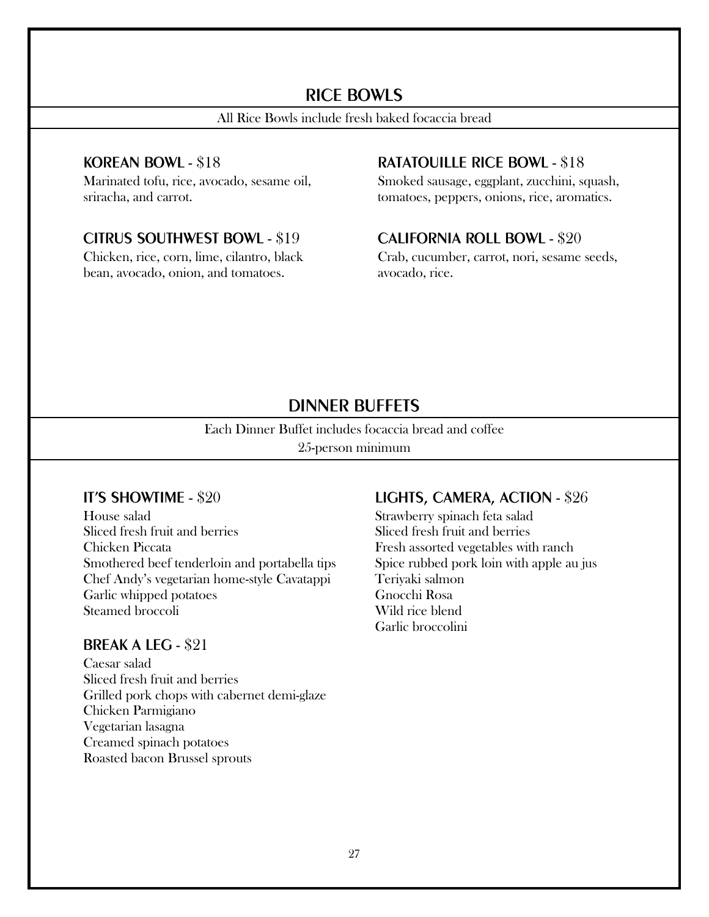## RICE BOWLS

All Rice Bowls include fresh baked focaccia bread

### KOREAN BOWL - $18

Marinated tofu, rice, avocado, sesame oil, sriracha, and carrot.

### CITRUS SOUTHWEST BOWL - $19

Chicken, rice, corn, lime, cilantro, black bean, avocado, onion, and tomatoes.

### RATATOUILLE RICE BOWL - $18

Smoked sausage, eggplant, zucchini, squash, tomatoes, peppers, onions, rice, aromatics.

### CALIFORNIA ROLL BOWL - $20

Crab, cucumber, carrot, nori, sesame seeds, avocado, rice.

## DINNER BUFFETS

Each Dinner Buffet includes focaccia bread and coffee
25-person minimum

### IT'S SHOWTIME - $20

House salad
Sliced fresh fruit and berries
Chicken Piccata
Smothered beef tenderloin and portabella tips
Chef Andy's vegetarian home-style Cavatappi
Garlic whipped potatoes
Steamed broccoli

### BREAK A LEG - $21

Caesar salad
Sliced fresh fruit and berries
Grilled pork chops with cabernet demi-glaze
Chicken Parmigiano
Vegetarian lasagna
Creamed spinach potatoes
Roasted bacon Brussel sprouts

### LIGHTS, CAMERA, ACTION - $26

Strawberry spinach feta salad
Sliced fresh fruit and berries
Fresh assorted vegetables with ranch
Spice rubbed pork loin with apple au jus
Teriyaki salmon
Gnocchi Rosa
Wild rice blend
Garlic broccolini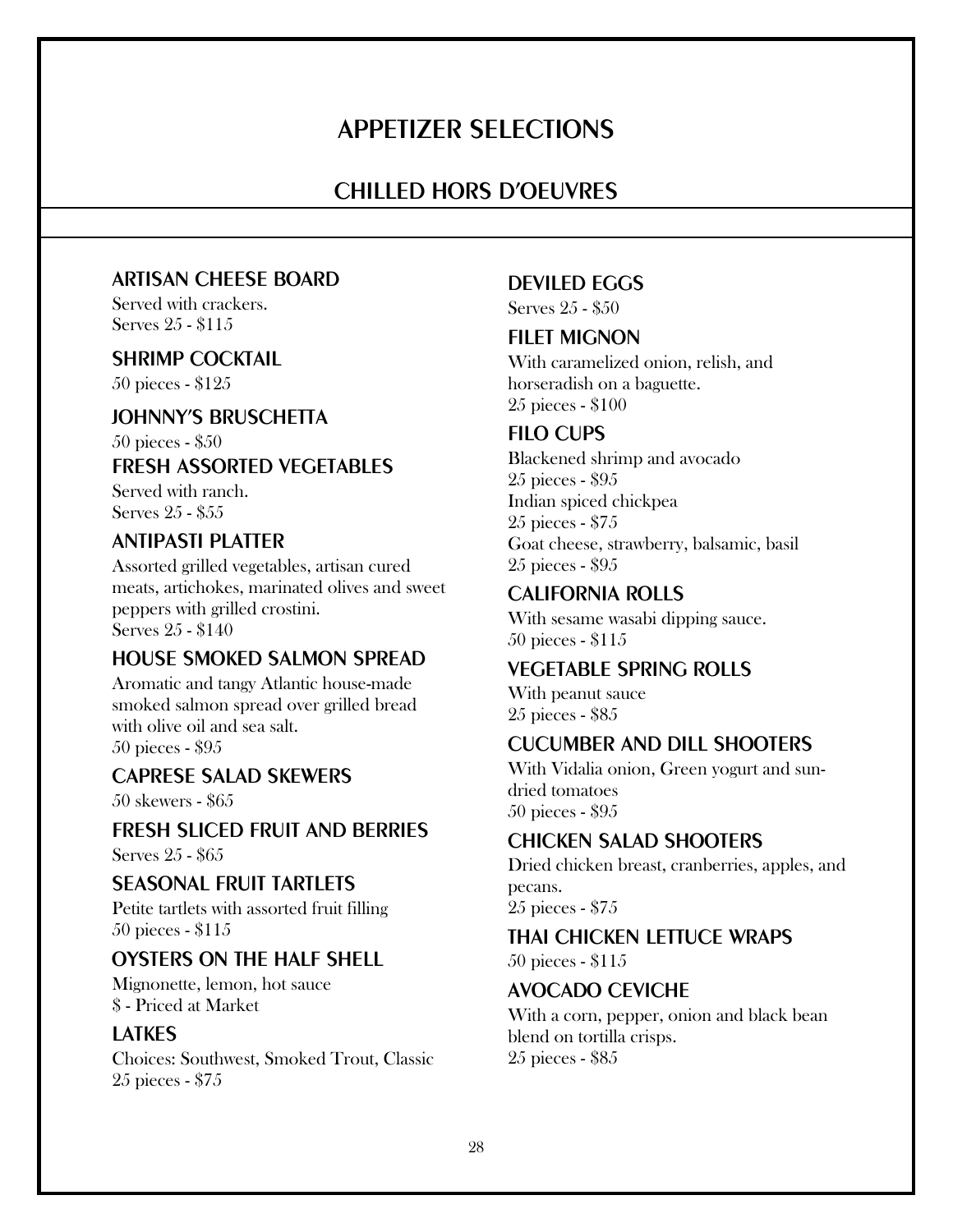# APPETIZER SELECTIONS

## CHILLED HORS D'OEUVRES

### ARTISAN CHEESE BOARD

Served with crackers.
Serves 25 - $115

### SHRIMP COCKTAIL

50 pieces - $125

### JOHNNY'S BRUSCHETTA

50 pieces - $50

### FRESH ASSORTED VEGETABLES

Served with ranch.
Serves 25 - $55

### ANTIPASTI PLATTER

Assorted grilled vegetables, artisan cured meats, artichokes, marinated olives and sweet peppers with grilled crostini.
Serves 25 - $140

### HOUSE SMOKED SALMON SPREAD

Aromatic and tangy Atlantic house-made smoked salmon spread over grilled bread with olive oil and sea salt.
50 pieces - $95

### CAPRESE SALAD SKEWERS

50 skewers - $65

### FRESH SLICED FRUIT AND BERRIES

Serves 25 - $65

### SEASONAL FRUIT TARTLETS

Petite tartlets with assorted fruit filling
50 pieces - $115

### OYSTERS ON THE HALF SHELL

Mignonette, lemon, hot sauce
$ - Priced at Market

### LATKES

Choices: Southwest, Smoked Trout, Classic
25 pieces - $75

### DEVILED EGGS

Serves 25 - $50

### FILET MIGNON

With caramelized onion, relish, and horseradish on a baguette.
25 pieces - $100

### FILO CUPS

Blackened shrimp and avocado
25 pieces - $95
Indian spiced chickpea
25 pieces - $75
Goat cheese, strawberry, balsamic, basil
25 pieces - $95

### CALIFORNIA ROLLS

With sesame wasabi dipping sauce.
50 pieces - $115

### VEGETABLE SPRING ROLLS

With peanut sauce
25 pieces - $85

### CUCUMBER AND DILL SHOOTERS

With Vidalia onion, Green yogurt and sun-dried tomatoes
50 pieces - $95

### CHICKEN SALAD SHOOTERS

Dried chicken breast, cranberries, apples, and pecans.
25 pieces - $75

### THAI CHICKEN LETTUCE WRAPS

50 pieces - $115

### AVOCADO CEVICHE

With a corn, pepper, onion and black bean blend on tortilla crisps.
25 pieces - $85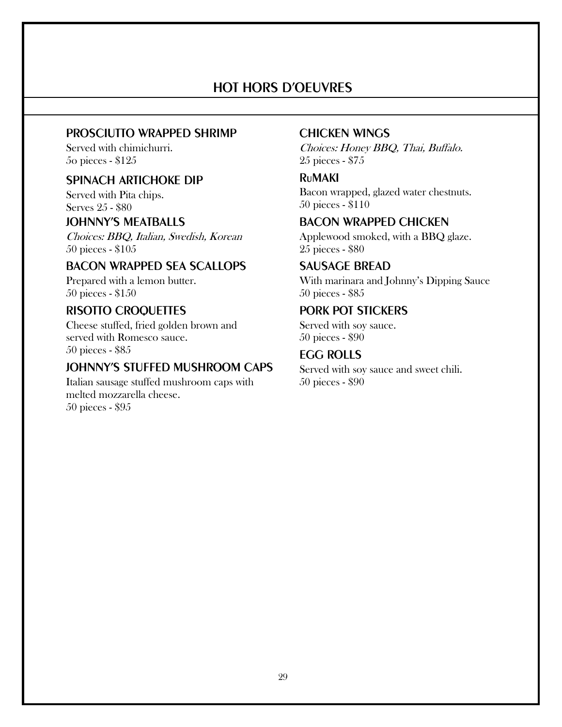# HOT HORS D'OEUVRES

## PROSCIUTTO WRAPPED SHRIMP

Served with chimichurri.
5o pieces - $125

## SPINACH ARTICHOKE DIP

Served with Pita chips.
Serves 25 - $80

## JOHNNY'S MEATBALLS

*Choices: BBQ, Italian, Swedish, Korean*
50 pieces - $105

## BACON WRAPPED SEA SCALLOPS

Prepared with a lemon butter.
50 pieces - $150

## RISOTTO CROQUETTES

Cheese stuffed, fried golden brown and served with Romesco sauce.
50 pieces - $85

## JOHNNY'S STUFFED MUSHROOM CAPS

Italian sausage stuffed mushroom caps with melted mozzarella cheese.
50 pieces - $95

## CHICKEN WINGS

*Choices: Honey BBQ, Thai, Buffalo.*
25 pieces - $75

## RuMAKI

Bacon wrapped, glazed water chestnuts.
50 pieces - $110

## BACON WRAPPED CHICKEN

Applewood smoked, with a BBQ glaze.
25 pieces - $80

## SAUSAGE BREAD

With marinara and Johnny's Dipping Sauce
50 pieces - $85

## PORK POT STICKERS

Served with soy sauce.
50 pieces - $90

## EGG ROLLS

Served with soy sauce and sweet chili.
50 pieces - $90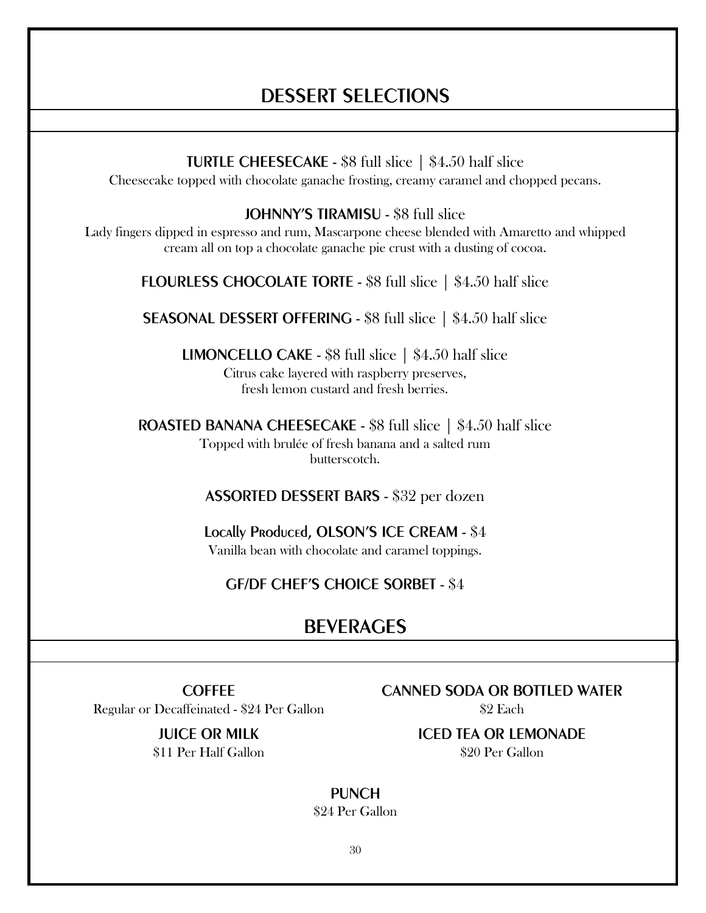## DESSERT SELECTIONS

**TURTLE CHEESECAKE** - $8 full slice | $4.50 half slice
Cheesecake topped with chocolate ganache frosting, creamy caramel and chopped pecans.

**JOHNNY'S TIRAMISU** - $8 full slice
Lady fingers dipped in espresso and rum, Mascarpone cheese blended with Amaretto and whipped cream all on top a chocolate ganache pie crust with a dusting of cocoa.

**FLOURLESS CHOCOLATE TORTE** - $8 full slice | $4.50 half slice

**SEASONAL DESSERT OFFERING** - $8 full slice | $4.50 half slice

**LIMONCELLO CAKE** - $8 full slice | $4.50 half slice
Citrus cake layered with raspberry preserves,
fresh lemon custard and fresh berries.

**ROASTED BANANA CHEESECAKE** - $8 full slice | $4.50 half slice
Topped with brulée of fresh banana and a salted rum
butterscotch.

**ASSORTED DESSERT BARS** - $32 per dozen

**Locally Produced, OLSON'S ICE CREAM** - $4
Vanilla bean with chocolate and caramel toppings.

**GF/DF CHEF'S CHOICE SORBET** - $4

## BEVERAGES

**COFFEE**
Regular or Decaffeinated - $24 Per Gallon

**CANNED SODA OR BOTTLED WATER**
$2 Each

**JUICE OR MILK**
$11 Per Half Gallon

**ICED TEA OR LEMONADE**
$20 Per Gallon

**PUNCH**
$24 Per Gallon